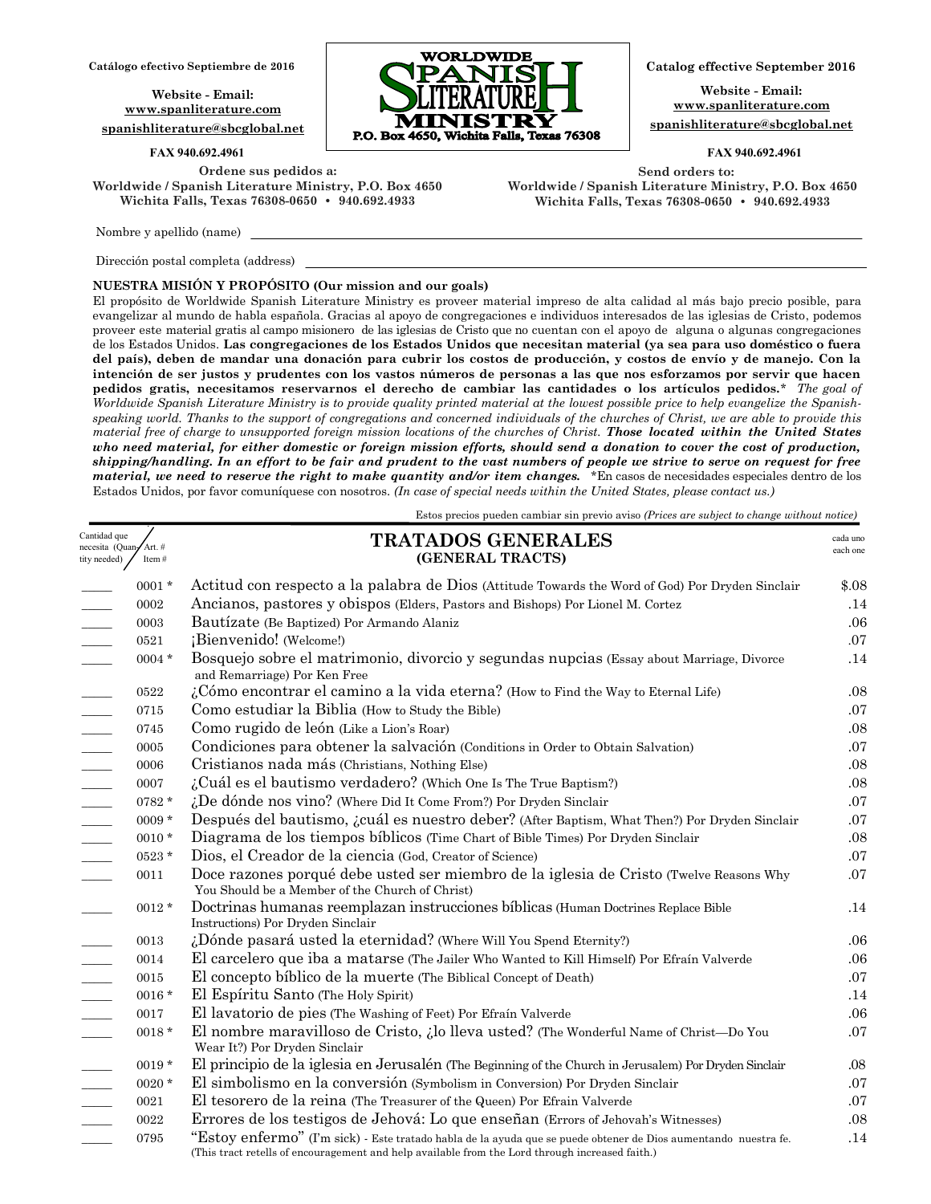Catálogo efectivo Septiembre de 2016

Website - Email:
www.spanliterature.com
spanishliterature@sbcglobal.net

FAX 940.692.4961

**WORLDWIDE SPANISH LITERATURE MINISTRY**
**P.O. Box 4650, Wichita Falls, Texas 76308**

Catalog effective September 2016

Website - Email:
www.spanliterature.com
spanishliterature@sbcglobal.net

FAX 940.692.4961

**Ordene sus pedidos a:**
**Worldwide / Spanish Literature Ministry, P.O. Box 4650**
**Wichita Falls, Texas 76308-0650 • 940.692.4933**

**Send orders to:**
**Worldwide / Spanish Literature Ministry, P.O. Box 4650**
**Wichita Falls, Texas 76308-0650 • 940.692.4933**

Nombre y apellido (name) ______________________________

Dirección postal completa (address) ______________________________

**NUESTRA MISIÓN Y PROPÓSITO (Our mission and our goals)**

El propósito de Worldwide Spanish Literature Ministry es proveer material impreso de alta calidad al más bajo precio posible, para evangelizar al mundo de habla española. Gracias al apoyo de congregaciones e individuos interesados de las iglesias de Cristo, podemos proveer este material gratis al campo misionero de las iglesias de Cristo que no cuentan con el apoyo de alguna o algunas congregaciones de los Estados Unidos. **Las congregaciones de los Estados Unidos que necesitan material (ya sea para uso doméstico o fuera del país), deben de mandar una donación para cubrir los costos de producción, y costos de envío y de manejo. Con la intención de ser justos y prudentes con los vastos números de personas a las que nos esforzamos por servir que hacen pedidos gratis, necesitamos reservarnos el derecho de cambiar las cantidades o los artículos pedidos.*** *The goal of Worldwide Spanish Literature Ministry is to provide quality printed material at the lowest possible price to help evangelize the Spanish-speaking world. Thanks to the support of congregations and concerned individuals of the churches of Christ, we are able to provide this material free of charge to unsupported foreign mission locations of the churches of Christ.* ***Those located within the United States who need material, for either domestic or foreign mission efforts, should send a donation to cover the cost of production, shipping/handling. In an effort to be fair and prudent to the vast numbers of people we strive to serve on request for free material, we need to reserve the right to make quantity and/or item changes.*** *En casos de necesidades especiales dentro de los Estados Unidos, por favor comuníquese con nosotros. *(In case of special needs within the United States, please contact us.)*

Estos precios pueden cambiar sin previo aviso *(Prices are subject to change without notice)*

## TRATADOS GENERALES
### (GENERAL TRACTS)

| Cantidad que necesita (Quantity needed) | Art. # (Item #) | | cada uno (each one) |
|---|---|---|---|
| ____ | 0001 * | Actitud con respecto a la palabra de Dios (Attitude Towards the Word of God) Por Dryden Sinclair | $.08 |
| ____ | 0002 | Ancianos, pastores y obispos (Elders, Pastors and Bishops) Por Lionel M. Cortez | .14 |
| ____ | 0003 | Bautízate (Be Baptized) Por Armando Alaniz | .06 |
| ____ | 0521 | ¡Bienvenido! (Welcome!) | .07 |
| ____ | 0004 * | Bosquejo sobre el matrimonio, divorcio y segundas nupcias (Essay about Marriage, Divorce and Remarriage) Por Ken Free | .14 |
| ____ | 0522 | ¿Cómo encontrar el camino a la vida eterna? (How to Find the Way to Eternal Life) | .08 |
| ____ | 0715 | Como estudiar la Biblia (How to Study the Bible) | .07 |
| ____ | 0745 | Como rugido de león (Like a Lion's Roar) | .08 |
| ____ | 0005 | Condiciones para obtener la salvación (Conditions in Order to Obtain Salvation) | .07 |
| ____ | 0006 | Cristianos nada más (Christians, Nothing Else) | .08 |
| ____ | 0007 | ¿Cuál es el bautismo verdadero? (Which One Is The True Baptism?) | .08 |
| ____ | 0782 * | ¿De dónde nos vino? (Where Did It Come From?) Por Dryden Sinclair | .07 |
| ____ | 0009 * | Después del bautismo, ¿cuál es nuestro deber? (After Baptism, What Then?) Por Dryden Sinclair | .07 |
| ____ | 0010 * | Diagrama de los tiempos bíblicos (Time Chart of Bible Times) Por Dryden Sinclair | .08 |
| ____ | 0523 * | Dios, el Creador de la ciencia (God, Creator of Science) | .07 |
| ____ | 0011 | Doce razones porqué debe usted ser miembro de la iglesia de Cristo (Twelve Reasons Why You Should be a Member of the Church of Christ) | .07 |
| ____ | 0012 * | Doctrinas humanas reemplazan instrucciones bíblicas (Human Doctrines Replace Bible Instructions) Por Dryden Sinclair | .14 |
| ____ | 0013 | ¿Dónde pasará usted la eternidad? (Where Will You Spend Eternity?) | .06 |
| ____ | 0014 | El carcelero que iba a matarse (The Jailer Who Wanted to Kill Himself) Por Efraín Valverde | .06 |
| ____ | 0015 | El concepto bíblico de la muerte (The Biblical Concept of Death) | .07 |
| ____ | 0016 * | El Espíritu Santo (The Holy Spirit) | .14 |
| ____ | 0017 | El lavatorio de pies (The Washing of Feet) Por Efraín Valverde | .06 |
| ____ | 0018 * | El nombre maravilloso de Cristo, ¿lo lleva usted? (The Wonderful Name of Christ—Do You Wear It?) Por Dryden Sinclair | .07 |
| ____ | 0019 * | El principio de la iglesia en Jerusalén (The Beginning of the Church in Jerusalem) Por Dryden Sinclair | .08 |
| ____ | 0020 * | El simbolismo en la conversión (Symbolism in Conversion) Por Dryden Sinclair | .07 |
| ____ | 0021 | El tesorero de la reina (The Treasurer of the Queen) Por Efrain Valverde | .07 |
| ____ | 0022 | Errores de los testigos de Jehová: Lo que enseñan (Errors of Jehovah's Witnesses) | .08 |
| ____ | 0795 | "Estoy enfermo" (I'm sick) - Este tratado habla de la ayuda que se puede obtener de Dios aumentando nuestra fe. (This tract retells of encouragement and help available from the Lord through increased faith.) | .14 |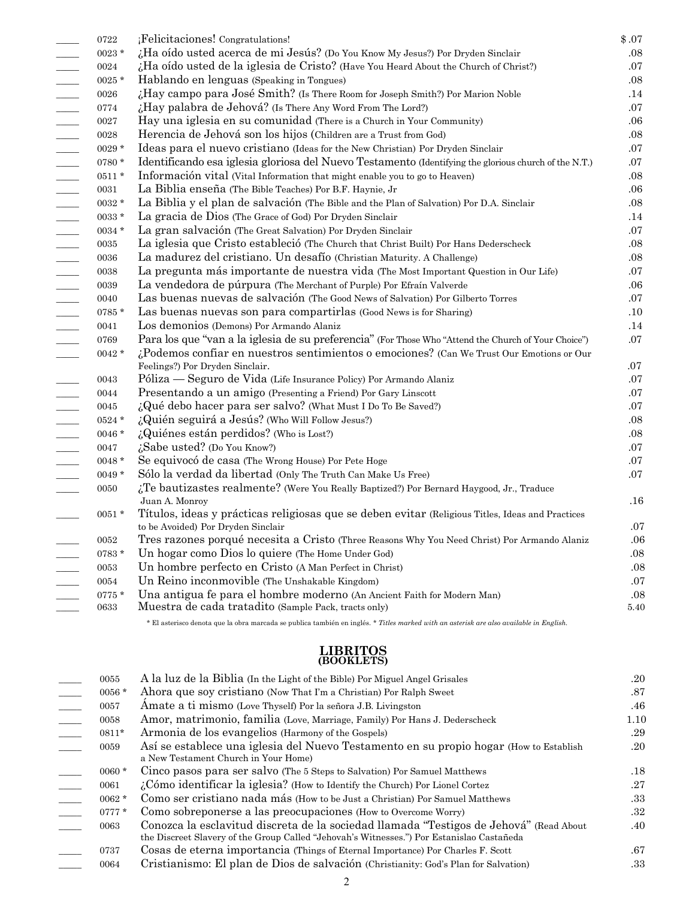| | | | |
|---|---|---|---|
| ____ | 0722 | ¡Felicitaciones! Congratulations! | $ .07 |
| ____ | 0023 * | ¿Ha oído usted acerca de mi Jesús? (Do You Know My Jesus?) Por Dryden Sinclair | .08 |
| ____ | 0024 | ¿Ha oído usted de la iglesia de Cristo? (Have You Heard About the Church of Christ?) | .07 |
| ____ | 0025 * | Hablando en lenguas (Speaking in Tongues) | .08 |
| ____ | 0026 | ¿Hay campo para José Smith? (Is There Room for Joseph Smith?) Por Marion Noble | .14 |
| ____ | 0774 | ¿Hay palabra de Jehová? (Is There Any Word From The Lord?) | .07 |
| ____ | 0027 | Hay una iglesia en su comunidad (There is a Church in Your Community) | .06 |
| ____ | 0028 | Herencia de Jehová son los hijos (Children are a Trust from God) | .08 |
| ____ | 0029 * | Ideas para el nuevo cristiano (Ideas for the New Christian) Por Dryden Sinclair | .07 |
| ____ | 0780 * | Identificando esa iglesia gloriosa del Nuevo Testamento (Identifying the glorious church of the N.T.) | .07 |
| ____ | 0511 * | Información vital (Vital Information that might enable you to go to Heaven) | .08 |
| ____ | 0031 | La Biblia enseña (The Bible Teaches) Por B.F. Haynie, Jr | .06 |
| ____ | 0032 * | La Biblia y el plan de salvación (The Bible and the Plan of Salvation) Por D.A. Sinclair | .08 |
| ____ | 0033 * | La gracia de Dios (The Grace of God) Por Dryden Sinclair | .14 |
| ____ | 0034 * | La gran salvación (The Great Salvation) Por Dryden Sinclair | .07 |
| ____ | 0035 | La iglesia que Cristo estableció (The Church that Christ Built) Por Hans Dederscheck | .08 |
| ____ | 0036 | La madurez del cristiano. Un desafío (Christian Maturity. A Challenge) | .08 |
| ____ | 0038 | La pregunta más importante de nuestra vida (The Most Important Question in Our Life) | .07 |
| ____ | 0039 | La vendedora de púrpura (The Merchant of Purple) Por Efraín Valverde | .06 |
| ____ | 0040 | Las buenas nuevas de salvación (The Good News of Salvation) Por Gilberto Torres | .07 |
| ____ | 0785 * | Las buenas nuevas son para compartirlas (Good News is for Sharing) | .10 |
| ____ | 0041 | Los demonios (Demons) Por Armando Alaniz | .14 |
| ____ | 0769 | Para los que "van a la iglesia de su preferencia" (For Those Who "Attend the Church of Your Choice") | .07 |
| ____ | 0042 * | ¿Podemos confiar en nuestros sentimientos o emociones? (Can We Trust Our Emotions or Our Feelings?) Por Dryden Sinclair. | .07 |
| ____ | 0043 | Póliza — Seguro de Vida (Life Insurance Policy) Por Armando Alaniz | .07 |
| ____ | 0044 | Presentando a un amigo (Presenting a Friend) Por Gary Linscott | .07 |
| ____ | 0045 | ¿Qué debo hacer para ser salvo? (What Must I Do To Be Saved?) | .07 |
| ____ | 0524 * | ¿Quién seguirá a Jesús? (Who Will Follow Jesus?) | .08 |
| ____ | 0046 * | ¿Quiénes están perdidos? (Who is Lost?) | .08 |
| ____ | 0047 | ¿Sabe usted? (Do You Know?) | .07 |
| ____ | 0048 * | Se equivocó de casa (The Wrong House) Por Pete Hoge | .07 |
| ____ | 0049 * | Sólo la verdad da libertad (Only The Truth Can Make Us Free) | .07 |
| ____ | 0050 | ¿Te bautizastes realmente? (Were You Really Baptized?) Por Bernard Haygood, Jr., Traduce Juan A. Monroy | .16 |
| ____ | 0051 * | Títulos, ideas y prácticas religiosas que se deben evitar (Religious Titles, Ideas and Practices to be Avoided) Por Dryden Sinclair | .07 |
| ____ | 0052 | Tres razones porqué necesita a Cristo (Three Reasons Why You Need Christ) Por Armando Alaniz | .06 |
| ____ | 0783 * | Un hogar como Dios lo quiere (The Home Under God) | .08 |
| ____ | 0053 | Un hombre perfecto en Cristo (A Man Perfect in Christ) | .08 |
| ____ | 0054 | Un Reino inconmovible (The Unshakable Kingdom) | .07 |
| ____ | 0775 * | Una antigua fe para el hombre moderno (An Ancient Faith for Modern Man) | .08 |
| ____ | 0633 | Muestra de cada tratadito (Sample Pack, tracts only) | 5.40 |

* El asterisco denota que la obra marcada se publica también en inglés. *\* Titles marked with an asterisk are also available in English.*

## LIBRITOS
### (BOOKLETS)

| | | | |
|---|---|---|---|
| ____ | 0055 | A la luz de la Biblia (In the Light of the Bible) Por Miguel Angel Grisales | .20 |
| ____ | 0056 * | Ahora que soy cristiano (Now That I'm a Christian) Por Ralph Sweet | .87 |
| ____ | 0057 | Ámate a ti mismo (Love Thyself) Por la señora J.B. Livingston | .46 |
| ____ | 0058 | Amor, matrimonio, familia (Love, Marriage, Family) Por Hans J. Dederscheck | 1.10 |
| ____ | 0811* | Armonia de los evangelios (Harmony of the Gospels) | .29 |
| ____ | 0059 | Así se establece una iglesia del Nuevo Testamento en su propio hogar (How to Establish a New Testament Church in Your Home) | .20 |
| ____ | 0060 * | Cinco pasos para ser salvo (The 5 Steps to Salvation) Por Samuel Matthews | .18 |
| ____ | 0061 | ¿Cómo identificar la iglesia? (How to Identify the Church) Por Lionel Cortez | .27 |
| ____ | 0062 * | Como ser cristiano nada más (How to be Just a Christian) Por Samuel Matthews | .33 |
| ____ | 0777 * | Como sobreponerse a las preocupaciones (How to Overcome Worry) | .32 |
| ____ | 0063 | Conozca la esclavitud discreta de la sociedad llamada "Testigos de Jehová" (Read About the Discreet Slavery of the Group Called "Jehovah's Witnesses.") Por Estanislao Castañeda | .40 |
| ____ | 0737 | Cosas de eterna importancia (Things of Eternal Importance) Por Charles F. Scott | .67 |
| ____ | 0064 | Cristianismo: El plan de Dios de salvación (Christianity: God's Plan for Salvation) | .33 |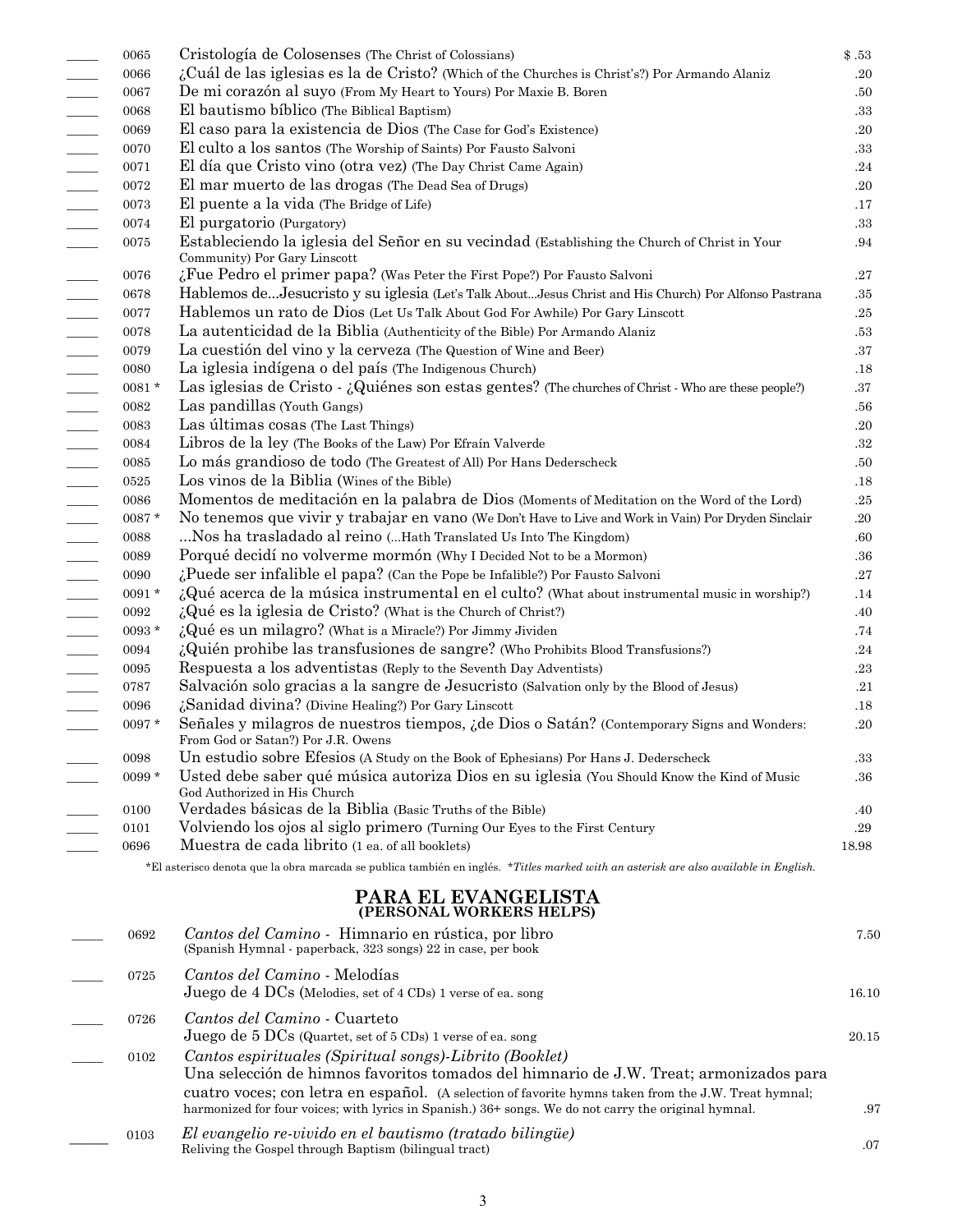| | No. | Title | Price |
|---|---|---|---|
| ____ | 0065 | Cristología de Colosenses (The Christ of Colossians) | $ .53 |
| ____ | 0066 | ¿Cuál de las iglesias es la de Cristo? (Which of the Churches is Christ's?) Por Armando Alaniz | .20 |
| ____ | 0067 | De mi corazón al suyo (From My Heart to Yours) Por Maxie B. Boren | .50 |
| ____ | 0068 | El bautismo bíblico (The Biblical Baptism) | .33 |
| ____ | 0069 | El caso para la existencia de Dios (The Case for God's Existence) | .20 |
| ____ | 0070 | El culto a los santos (The Worship of Saints) Por Fausto Salvoni | .33 |
| ____ | 0071 | El día que Cristo vino (otra vez) (The Day Christ Came Again) | .24 |
| ____ | 0072 | El mar muerto de las drogas (The Dead Sea of Drugs) | .20 |
| ____ | 0073 | El puente a la vida (The Bridge of Life) | .17 |
| ____ | 0074 | El purgatorio (Purgatory) | .33 |
| ____ | 0075 | Estableciendo la iglesia del Señor en su vecindad (Establishing the Church of Christ in Your Community) Por Gary Linscott | .94 |
| ____ | 0076 | ¿Fue Pedro el primer papa? (Was Peter the First Pope?) Por Fausto Salvoni | .27 |
| ____ | 0678 | Hablemos de...Jesucristo y su iglesia (Let's Talk About...Jesus Christ and His Church) Por Alfonso Pastrana | .35 |
| ____ | 0077 | Hablemos un rato de Dios (Let Us Talk About God For Awhile) Por Gary Linscott | .25 |
| ____ | 0078 | La autenticidad de la Biblia (Authenticity of the Bible) Por Armando Alaniz | .53 |
| ____ | 0079 | La cuestión del vino y la cerveza (The Question of Wine and Beer) | .37 |
| ____ | 0080 | La iglesia indígena o del país (The Indigenous Church) | .18 |
| ____ | 0081 * | Las iglesias de Cristo - ¿Quiénes son estas gentes? (The churches of Christ - Who are these people?) | .37 |
| ____ | 0082 | Las pandillas (Youth Gangs) | .56 |
| ____ | 0083 | Las últimas cosas (The Last Things) | .20 |
| ____ | 0084 | Libros de la ley (The Books of the Law) Por Efraín Valverde | .32 |
| ____ | 0085 | Lo más grandioso de todo (The Greatest of All) Por Hans Dederscheck | .50 |
| ____ | 0525 | Los vinos de la Biblia (Wines of the Bible) | .18 |
| ____ | 0086 | Momentos de meditación en la palabra de Dios (Moments of Meditation on the Word of the Lord) | .25 |
| ____ | 0087 * | No tenemos que vivir y trabajar en vano (We Don't Have to Live and Work in Vain) Por Dryden Sinclair | .20 |
| ____ | 0088 | ...Nos ha trasladado al reino (...Hath Translated Us Into The Kingdom) | .60 |
| ____ | 0089 | Porqué decidí no volverme mormón (Why I Decided Not to be a Mormon) | .36 |
| ____ | 0090 | ¿Puede ser infalible el papa? (Can the Pope be Infalible?) Por Fausto Salvoni | .27 |
| ____ | 0091 * | ¿Qué acerca de la música instrumental en el culto? (What about instrumental music in worship?) | .14 |
| ____ | 0092 | ¿Qué es la iglesia de Cristo? (What is the Church of Christ?) | .40 |
| ____ | 0093 * | ¿Qué es un milagro? (What is a Miracle?) Por Jimmy Jividen | .74 |
| ____ | 0094 | ¿Quién prohibe las transfusiones de sangre? (Who Prohibits Blood Transfusions?) | .24 |
| ____ | 0095 | Respuesta a los adventistas (Reply to the Seventh Day Adventists) | .23 |
| ____ | 0787 | Salvación solo gracias a la sangre de Jesucristo (Salvation only by the Blood of Jesus) | .21 |
| ____ | 0096 | ¿Sanidad divina? (Divine Healing?) Por Gary Linscott | .18 |
| ____ | 0097 * | Señales y milagros de nuestros tiempos, ¿de Dios o Satán? (Contemporary Signs and Wonders: From God or Satan?) Por J.R. Owens | .20 |
| ____ | 0098 | Un estudio sobre Efesios (A Study on the Book of Ephesians) Por Hans J. Dederscheck | .33 |
| ____ | 0099 * | Usted debe saber qué música autoriza Dios en su iglesia (You Should Know the Kind of Music God Authorized in His Church | .36 |
| ____ | 0100 | Verdades básicas de la Biblia (Basic Truths of the Bible) | .40 |
| ____ | 0101 | Volviendo los ojos al siglo primero (Turning Our Eyes to the First Century | .29 |
| ____ | 0696 | Muestra de cada librito (1 ea. of all booklets) | 18.98 |

*El asterisco denota que la obra marcada se publica también en inglés. *\*Titles marked with an asterisk are also available in English.*

## PARA EL EVANGELISTA
### (PERSONAL WORKERS HELPS)

| | No. | Title | Price |
|---|---|---|---|
| ____ | 0692 | *Cantos del Camino* - Himnario en rústica, por libro (Spanish Hymnal - paperback, 323 songs) 22 in case, per book | 7.50 |
| ____ | 0725 | *Cantos del Camino* - Melodías Juego de 4 DCs (Melodies, set of 4 CDs) 1 verse of ea. song | 16.10 |
| ____ | 0726 | *Cantos del Camino* - Cuarteto Juego de 5 DCs (Quartet, set of 5 CDs) 1 verse of ea. song | 20.15 |
| ____ | 0102 | *Cantos espirituales (Spiritual songs)-Librito (Booklet)* Una selección de himnos favoritos tomados del himnario de J.W. Treat; armonizados para cuatro voces; con letra en español. (A selection of favorite hymns taken from the J.W. Treat hymnal; harmonized for four voices; with lyrics in Spanish.) 36+ songs. We do not carry the original hymnal. | .97 |
| ____ | 0103 | *El evangelio re-vivido en el bautismo (tratado bilingüe)* Reliving the Gospel through Baptism (bilingual tract) | .07 |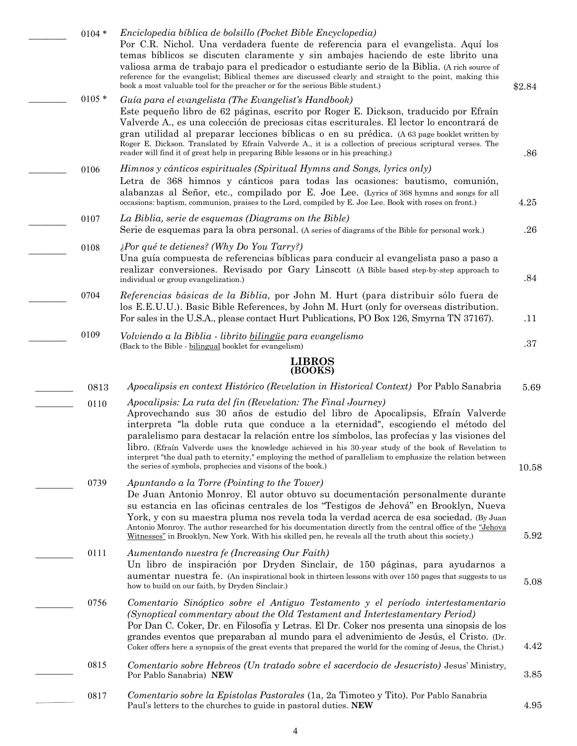| | Código | Descripción | Precio |
|---|---|---|---|
| ________ | 0104 * | *Enciclopedia bíblica de bolsillo (Pocket Bible Encyclopedia)* Por C.R. Nichol. Una verdadera fuente de referencia para el evangelista. Aquí los temas bíblicos se discuten claramente y sin ambajes haciendo de este librito una valiosa arma de trabajo para el predicador o estudiante serio de la Biblia. (A rich source of reference for the evangelist; Biblical themes are discussed clearly and straight to the point, making this book a most valuable tool for the preacher or for the serious Bible student.) | $2.84 |
| ________ | 0105 * | *Guía para el evangelista (The Evangelist's Handbook)* Este pequeño libro de 62 páginas, escrito por Roger E. Dickson, traducido por Efraín Valverde A., es una colección de preciosas citas escriturales. El lector lo encontrará de gran utilidad al preparar lecciones bíblicas o en su prédica. (A 63 page booklet written by Roger E. Dickson. Translated by Efraín Valverde A., it is a collection of precious scriptural verses. The reader will find it of great help in preparing Bible lessons or in his preaching.) | .86 |
| ________ | 0106 | *Himnos y cánticos espirituales (Spiritual Hymns and Songs, lyrics only)* Letra de 368 himnos y cánticos para todas las ocasiones: bautismo, comunión, alabanzas al Señor, etc., compilado por E. Joe Lee. (Lyrics of 368 hymns and songs for all occasions: baptism, communion, praises to the Lord, compiled by E. Joe Lee. Book with roses on front.) | 4.25 |
| ________ | 0107 | *La Biblia, serie de esquemas (Diagrams on the Bible)* Serie de esquemas para la obra personal. (A series of diagrams of the Bible for personal work.) | .26 |
| ________ | 0108 | *¿Por qué te detienes? (Why Do You Tarry?)* Una guía compuesta de referencias bíblicas para conducir al evangelista paso a paso a realizar conversiones. Revisado por Gary Linscott (A Bible based step-by-step approach to individual or group evangelization.) | .84 |
| ________ | 0704 | *Referencias básicas de la Biblia,* por John M. Hurt (para distribuir sólo fuera de los E.E.U.U.). Basic Bible References, by John M. Hurt (only for overseas distribution. For sales in the U.S.A., please contact Hurt Publications, PO Box 126, Smyrna TN 37167). | .11 |
| ________ | 0109 | *Volviendo a la Biblia - librito bilingüe para evangelismo* (Back to the Bible - bilingual booklet for evangelism) | .37 |

## LIBROS
## (BOOKS)

| | Código | Descripción | Precio |
|---|---|---|---|
| ________ | 0813 | *Apocalipsis en context Histórico (Revelation in Historical Context)* Por Pablo Sanabria | 5.69 |
| ________ | 0110 | *Apocalipsis: La ruta del fin (Revelation: The Final Journey)* Aprovechando sus 30 años de estudio del libro de Apocalipsis, Efraín Valverde interpreta "la doble ruta que conduce a la eternidad", escogiendo el método del paralelismo para destacar la relación entre los símbolos, las profecías y las visiones del libro. (Efraín Valverde uses the knowledge achieved in his 30-year study of the book of Revelation to interpret "the dual path to eternity," employing the method of parallelism to emphasize the relation between the series of symbols, prophecies and visions of the book.) | 10.58 |
| ________ | 0739 | *Apuntando a la Torre (Pointing to the Tower)* De Juan Antonio Monroy. El autor obtuvo su documentación personalmente durante su estancia en las oficinas centrales de los "Testigos de Jehová" en Brooklyn, Nueva York, y con su maestra pluma nos revela toda la verdad acerca de esa sociedad. (By Juan Antonio Monroy. The author researched for his documentation directly from the central office of the "Jehova Witnesses" in Brooklyn, New York. With his skilled pen, he reveals all the truth about this society.) | 5.92 |
| ________ | 0111 | *Aumentando nuestra fe (Increasing Our Faith)* Un libro de inspiración por Dryden Sinclair, de 150 páginas, para ayudarnos a aumentar nuestra fe. (An inspirational book in thirteen lessons with over 150 pages that suggests to us how to build on our faith, by Dryden Sinclair.) | 5.08 |
| ________ | 0756 | *Comentario Sinóptico sobre el Antiguo Testamento y el período intertestamentario (Synoptical commentary about the Old Testament and Intertestamentary Period)* Por Dan C. Coker, Dr. en Filosofía y Letras. El Dr. Coker nos presenta una sinopsis de los grandes eventos que preparaban al mundo para el advenimiento de Jesús, el Cristo. (Dr. Coker offers here a synopsis of the great events that prepared the world for the coming of Jesus, the Christ.) | 4.42 |
| ________ | 0815 | *Comentario sobre Hebreos (Un tratado sobre el sacerdocio de Jesucristo)* Jesus' Ministry, Por Pablo Sanabria) **NEW** | 3.85 |
| ________ | 0817 | *Comentario sobre la Epistolas Pastorales* (1a, 2a Timoteo y Tito). Por Pablo Sanabria Paul's letters to the churches to guide in pastoral duties. **NEW** | 4.95 |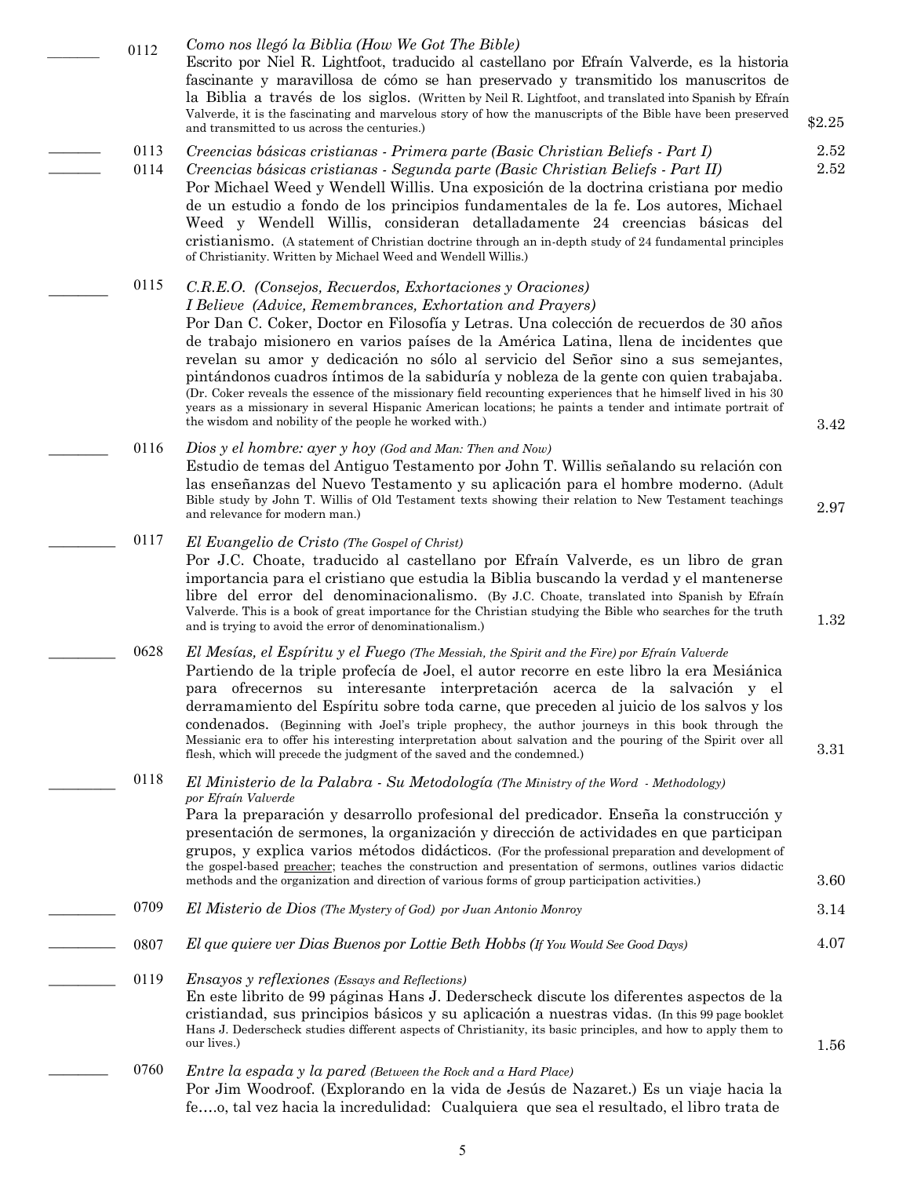_______ 0112 *Como nos llegó la Biblia (How We Got The Bible)*
Escrito por Niel R. Lightfoot, traducido al castellano por Efraín Valverde, es la historia fascinante y maravillosa de cómo se han preservado y transmitido los manuscritos de la Biblia a través de los siglos. (Written by Neil R. Lightfoot, and translated into Spanish by Efraín Valverde, it is the fascinating and marvelous story of how the manuscripts of the Bible have been preserved and transmitted to us across the centuries.) $2.25

_______ 0113 *Creencias básicas cristianas - Primera parte (Basic Christian Beliefs - Part I)* 2.52

_______ 0114 *Creencias básicas cristianas - Segunda parte (Basic Christian Beliefs - Part II)* 2.52
Por Michael Weed y Wendell Willis. Una exposición de la doctrina cristiana por medio de un estudio a fondo de los principios fundamentales de la fe. Los autores, Michael Weed y Wendell Willis, consideran detalladamente 24 creencias básicas del cristianismo. (A statement of Christian doctrine through an in-depth study of 24 fundamental principles of Christianity. Written by Michael Weed and Wendell Willis.)

_______ 0115 *C.R.E.O. (Consejos, Recuerdos, Exhortaciones y Oraciones)*
*I Believe (Advice, Remembrances, Exhortation and Prayers)*
Por Dan C. Coker, Doctor en Filosofía y Letras. Una colección de recuerdos de 30 años de trabajo misionero en varios países de la América Latina, llena de incidentes que revelan su amor y dedicación no sólo al servicio del Señor sino a sus semejantes, pintándonos cuadros íntimos de la sabiduría y nobleza de la gente con quien trabajaba. (Dr. Coker reveals the essence of the missionary field recounting experiences that he himself lived in his 30 years as a missionary in several Hispanic American locations; he paints a tender and intimate portrait of the wisdom and nobility of the people he worked with.) 3.42

_______ 0116 *Dios y el hombre: ayer y hoy (God and Man: Then and Now)*
Estudio de temas del Antiguo Testamento por John T. Willis señalando su relación con las enseñanzas del Nuevo Testamento y su aplicación para el hombre moderno. (Adult Bible study by John T. Willis of Old Testament texts showing their relation to New Testament teachings and relevance for modern man.) 2.97

_______ 0117 *El Evangelio de Cristo (The Gospel of Christ)*
Por J.C. Choate, traducido al castellano por Efraín Valverde, es un libro de gran importancia para el cristiano que estudia la Biblia buscando la verdad y el mantenerse libre del error del denominacionalismo. (By J.C. Choate, translated into Spanish by Efraín Valverde. This is a book of great importance for the Christian studying the Bible who searches for the truth and is trying to avoid the error of denominationalism.) 1.32

_______ 0628 *El Mesías, el Espíritu y el Fuego (The Messiah, the Spirit and the Fire) por Efraín Valverde*
Partiendo de la triple profecía de Joel, el autor recorre en este libro la era Mesiánica para ofrecernos su interesante interpretación acerca de la salvación y el derramamiento del Espíritu sobre toda carne, que preceden al juicio de los salvos y los condenados. (Beginning with Joel's triple prophecy, the author journeys in this book through the Messianic era to offer his interesting interpretation about salvation and the pouring of the Spirit over all flesh, which will precede the judgment of the saved and the condemned.) 3.31

_______ 0118 *El Ministerio de la Palabra - Su Metodología (The Ministry of the Word - Methodology) por Efraín Valverde*
Para la preparación y desarrollo profesional del predicador. Enseña la construcción y presentación de sermones, la organización y dirección de actividades en que participan grupos, y explica varios métodos didácticos. (For the professional preparation and development of the gospel-based preacher; teaches the construction and presentation of sermons, outlines varios didactic methods and the organization and direction of various forms of group participation activities.) 3.60

_______ 0709 *El Misterio de Dios (The Mystery of God) por Juan Antonio Monroy* 3.14

_______ 0807 *El que quiere ver Dias Buenos por Lottie Beth Hobbs (If You Would See Good Days)* 4.07

_______ 0119 *Ensayos y reflexiones (Essays and Reflections)*
En este librito de 99 páginas Hans J. Dederscheck discute los diferentes aspectos de la cristiandad, sus principios básicos y su aplicación a nuestras vidas. (In this 99 page booklet Hans J. Dederscheck studies different aspects of Christianity, its basic principles, and how to apply them to our lives.) 1.56

_______ 0760 *Entre la espada y la pared (Between the Rock and a Hard Place)*
Por Jim Woodroof. (Explorando en la vida de Jesús de Nazaret.) Es un viaje hacia la fe….o, tal vez hacia la incredulidad: Cualquiera que sea el resultado, el libro trata de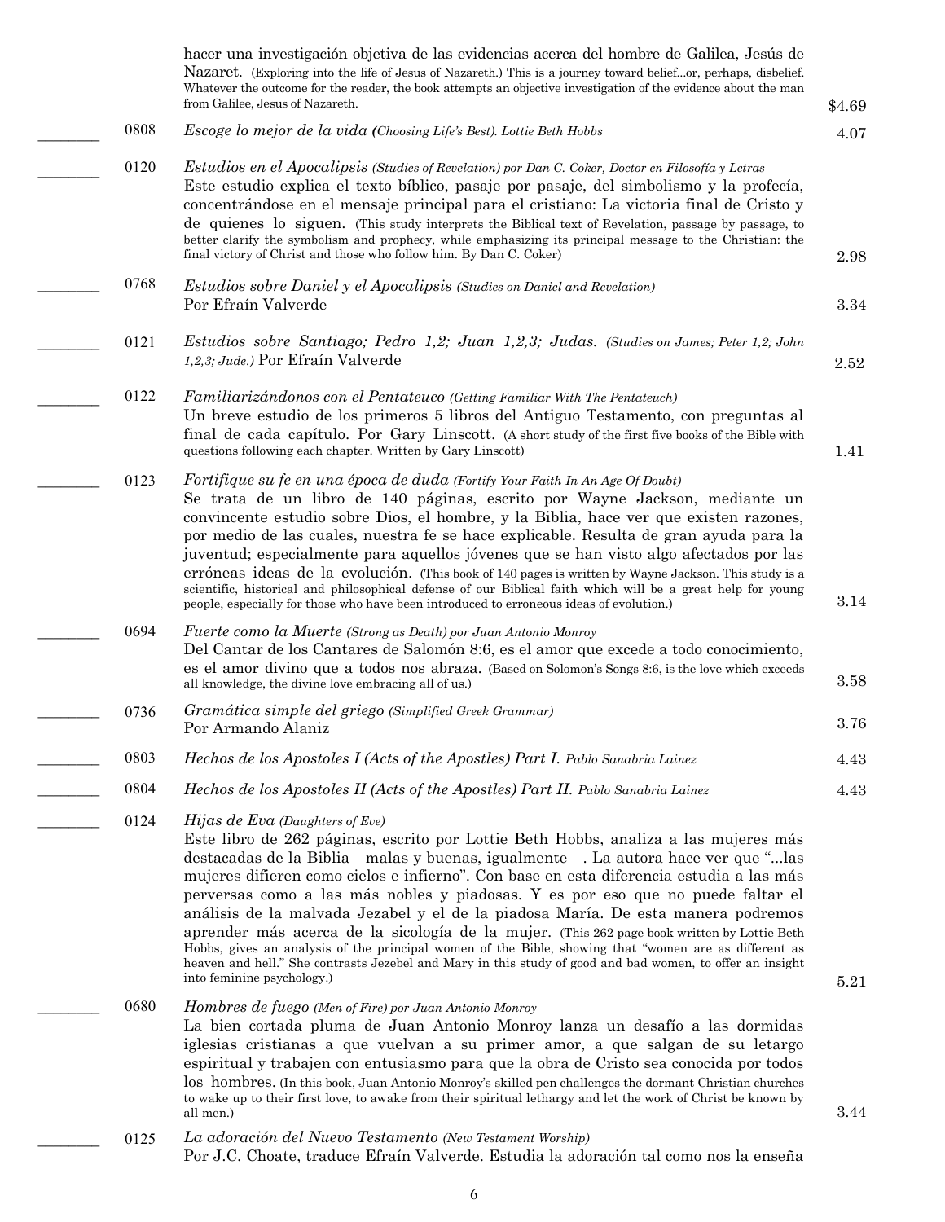hacer una investigación objetiva de las evidencias acerca del hombre de Galilea, Jesús de Nazaret. (Exploring into the life of Jesus of Nazareth.) This is a journey toward belief...or, perhaps, disbelief. Whatever the outcome for the reader, the book attempts an objective investigation of the evidence about the man from Galilee, Jesus of Nazareth. $4.69

| | Code | Title / Description | Price |
|---|---|---|---|
| ________ | 0808 | *Escoge lo mejor de la vida (Choosing Life's Best). Lottie Beth Hobbs* | 4.07 |
| ________ | 0120 | *Estudios en el Apocalipsis (Studies of Revelation) por Dan C. Coker, Doctor en Filosofía y Letras* Este estudio explica el texto bíblico, pasaje por pasaje, del simbolismo y la profecía, concentrándose en el mensaje principal para el cristiano: La victoria final de Cristo y de quienes lo siguen. (This study interprets the Biblical text of Revelation, passage by passage, to better clarify the symbolism and prophecy, while emphasizing its principal message to the Christian: the final victory of Christ and those who follow him. By Dan C. Coker) | 2.98 |
| ________ | 0768 | *Estudios sobre Daniel y el Apocalipsis (Studies on Daniel and Revelation)* Por Efraín Valverde | 3.34 |
| ________ | 0121 | *Estudios sobre Santiago; Pedro 1,2; Juan 1,2,3; Judas. (Studies on James; Peter 1,2; John 1,2,3; Jude.)* Por Efraín Valverde | 2.52 |
| ________ | 0122 | *Familiarizándonos con el Pentateuco (Getting Familiar With The Pentateuch)* Un breve estudio de los primeros 5 libros del Antiguo Testamento, con preguntas al final de cada capítulo. Por Gary Linscott. (A short study of the first five books of the Bible with questions following each chapter. Written by Gary Linscott) | 1.41 |
| ________ | 0123 | *Fortifique su fe en una época de duda (Fortify Your Faith In An Age Of Doubt)* Se trata de un libro de 140 páginas, escrito por Wayne Jackson, mediante un convincente estudio sobre Dios, el hombre, y la Biblia, hace ver que existen razones, por medio de las cuales, nuestra fe se hace explicable. Resulta de gran ayuda para la juventud; especialmente para aquellos jóvenes que se han visto algo afectados por las erróneas ideas de la evolución. (This book of 140 pages is written by Wayne Jackson. This study is a scientific, historical and philosophical defense of our Biblical faith which will be a great help for young people, especially for those who have been introduced to erroneous ideas of evolution.) | 3.14 |
| ________ | 0694 | *Fuerte como la Muerte (Strong as Death) por Juan Antonio Monroy* Del Cantar de los Cantares de Salomón 8:6, es el amor que excede a todo conocimiento, es el amor divino que a todos nos abraza. (Based on Solomon's Songs 8:6, is the love which exceeds all knowledge, the divine love embracing all of us.) | 3.58 |
| ________ | 0736 | *Gramática simple del griego (Simplified Greek Grammar)* Por Armando Alaniz | 3.76 |
| ________ | 0803 | *Hechos de los Apostoles I (Acts of the Apostles) Part I. Pablo Sanabria Lainez* | 4.43 |
| ________ | 0804 | *Hechos de los Apostoles II (Acts of the Apostles) Part II. Pablo Sanabria Lainez* | 4.43 |
| ________ | 0124 | *Hijas de Eva (Daughters of Eve)* Este libro de 262 páginas, escrito por Lottie Beth Hobbs, analiza a las mujeres más destacadas de la Biblia—malas y buenas, igualmente—. La autora hace ver que "...las mujeres difieren como cielos e infierno". Con base en esta diferencia estudia a las más perversas como a las más nobles y piadosas. Y es por eso que no puede faltar el análisis de la malvada Jezabel y el de la piadosa María. De esta manera podremos aprender más acerca de la sicología de la mujer. (This 262 page book written by Lottie Beth Hobbs, gives an analysis of the principal women of the Bible, showing that "women are as different as heaven and hell." She contrasts Jezebel and Mary in this study of good and bad women, to offer an insight into feminine psychology.) | 5.21 |
| ________ | 0680 | *Hombres de fuego (Men of Fire) por Juan Antonio Monroy* La bien cortada pluma de Juan Antonio Monroy lanza un desafío a las dormidas iglesias cristianas a que vuelvan a su primer amor, a que salgan de su letargo espiritual y trabajen con entusiasmo para que la obra de Cristo sea conocida por todos los hombres. (In this book, Juan Antonio Monroy's skilled pen challenges the dormant Christian churches to wake up to their first love, to awake from their spiritual lethargy and let the work of Christ be known by all men.) | 3.44 |
| ________ | 0125 | *La adoración del Nuevo Testamento (New Testament Worship)* Por J.C. Choate, traduce Efraín Valverde. Estudia la adoración tal como nos la enseña | |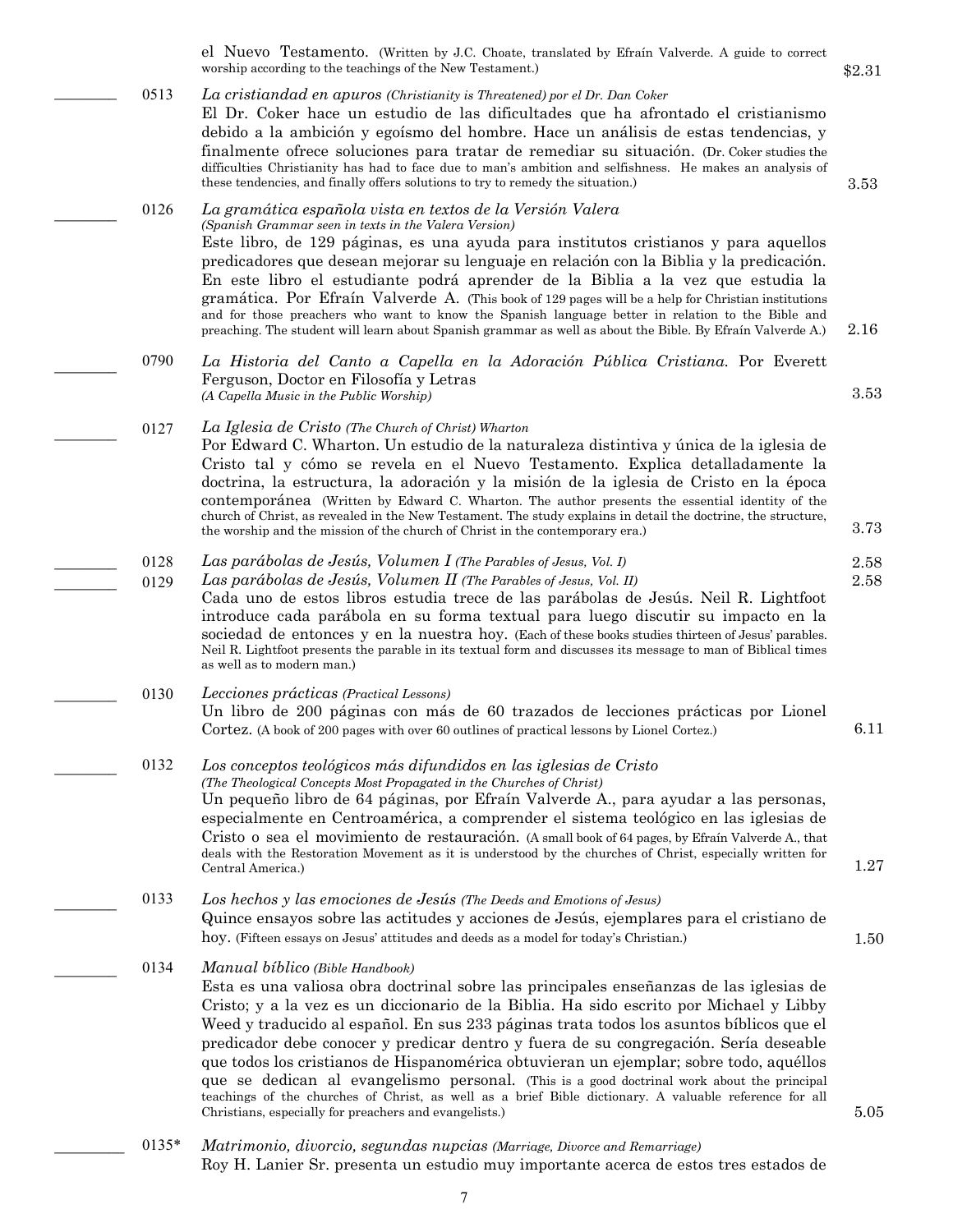el Nuevo Testamento. (Written by J.C. Choate, translated by Efraín Valverde. A guide to correct worship according to the teachings of the New Testament.) $2.31

________ 0513 *La cristiandad en apuros (Christianity is Threatened) por el Dr. Dan Coker*
El Dr. Coker hace un estudio de las dificultades que ha afrontado el cristianismo debido a la ambición y egoísmo del hombre. Hace un análisis de estas tendencias, y finalmente ofrece soluciones para tratar de remediar su situación. (Dr. Coker studies the difficulties Christianity has had to face due to man's ambition and selfishness. He makes an analysis of these tendencies, and finally offers solutions to try to remedy the situation.) 3.53

________ 0126 *La gramática española vista en textos de la Versión Valera (Spanish Grammar seen in texts in the Valera Version)*
Este libro, de 129 páginas, es una ayuda para institutos cristianos y para aquellos predicadores que desean mejorar su lenguaje en relación con la Biblia y la predicación. En este libro el estudiante podrá aprender de la Biblia a la vez que estudia la gramática. Por Efraín Valverde A. (This book of 129 pages will be a help for Christian institutions and for those preachers who want to know the Spanish language better in relation to the Bible and preaching. The student will learn about Spanish grammar as well as about the Bible. By Efraín Valverde A.) 2.16

________ 0790 *La Historia del Canto a Capella en la Adoración Pública Cristiana.* Por Everett Ferguson, Doctor en Filosofía y Letras
*(A Capella Music in the Public Worship)* 3.53

________ 0127 *La Iglesia de Cristo (The Church of Christ) Wharton*
Por Edward C. Wharton. Un estudio de la naturaleza distintiva y única de la iglesia de Cristo tal y cómo se revela en el Nuevo Testamento. Explica detalladamente la doctrina, la estructura, la adoración y la misión de la iglesia de Cristo en la época contemporánea (Written by Edward C. Wharton. The author presents the essential identity of the church of Christ, as revealed in the New Testament. The study explains in detail the doctrine, the structure, the worship and the mission of the church of Christ in the contemporary era.) 3.73

________ 0128 *Las parábolas de Jesús, Volumen I (The Parables of Jesus, Vol. I)* 2.58
________ 0129 *Las parábolas de Jesús, Volumen II (The Parables of Jesus, Vol. II)* 2.58
Cada uno de estos libros estudia trece de las parábolas de Jesús. Neil R. Lightfoot introduce cada parábola en su forma textual para luego discutir su impacto en la sociedad de entonces y en la nuestra hoy. (Each of these books studies thirteen of Jesus' parables. Neil R. Lightfoot presents the parable in its textual form and discusses its message to man of Biblical times as well as to modern man.)

________ 0130 *Lecciones prácticas (Practical Lessons)*
Un libro de 200 páginas con más de 60 trazados de lecciones prácticas por Lionel Cortez. (A book of 200 pages with over 60 outlines of practical lessons by Lionel Cortez.) 6.11

________ 0132 *Los conceptos teológicos más difundidos en las iglesias de Cristo (The Theological Concepts Most Propagated in the Churches of Christ)*
Un pequeño libro de 64 páginas, por Efraín Valverde A., para ayudar a las personas, especialmente en Centroamérica, a comprender el sistema teológico en las iglesias de Cristo o sea el movimiento de restauración. (A small book of 64 pages, by Efraín Valverde A., that deals with the Restoration Movement as it is understood by the churches of Christ, especially written for Central America.) 1.27

________ 0133 *Los hechos y las emociones de Jesús (The Deeds and Emotions of Jesus)*
Quince ensayos sobre las actitudes y acciones de Jesús, ejemplares para el cristiano de hoy. (Fifteen essays on Jesus' attitudes and deeds as a model for today's Christian.) 1.50

________ 0134 *Manual bíblico (Bible Handbook)*
Esta es una valiosa obra doctrinal sobre las principales enseñanzas de las iglesias de Cristo; y a la vez es un diccionario de la Biblia. Ha sido escrito por Michael y Libby Weed y traducido al español. En sus 233 páginas trata todos los asuntos bíblicos que el predicador debe conocer y predicar dentro y fuera de su congregación. Sería deseable que todos los cristianos de Hispanomérica obtuvieran un ejemplar; sobre todo, aquéllos que se dedican al evangelismo personal. (This is a good doctrinal work about the principal teachings of the churches of Christ, as well as a brief Bible dictionary. A valuable reference for all Christians, especially for preachers and evangelists.) 5.05

________ 0135* *Matrimonio, divorcio, segundas nupcias (Marriage, Divorce and Remarriage)*
Roy H. Lanier Sr. presenta un estudio muy importante acerca de estos tres estados de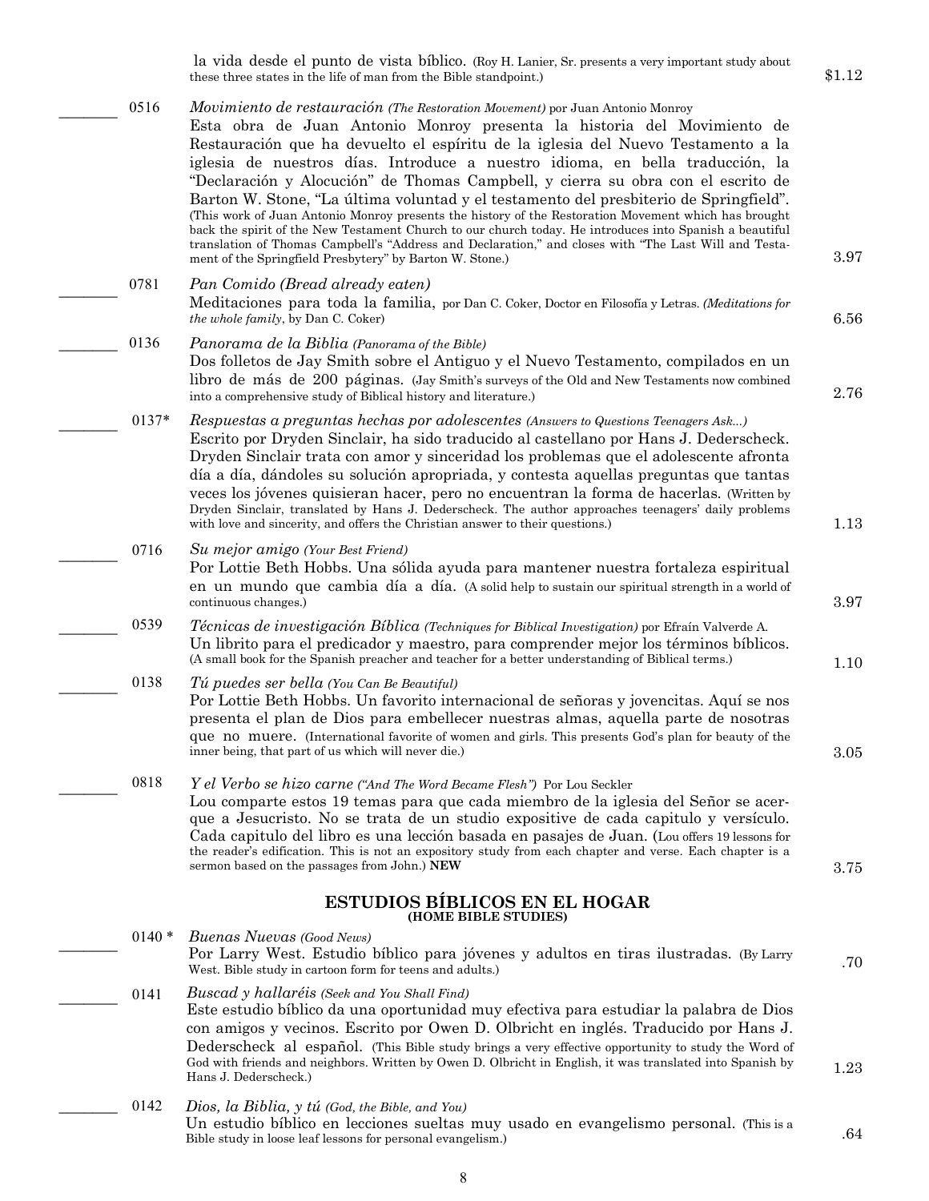la vida desde el punto de vista bíblico. (Roy H. Lanier, Sr. presents a very important study about these three states in the life of man from the Bible standpoint.) $1.12

_______ 0516 *Movimiento de restauración (The Restoration Movement)* por Juan Antonio Monroy
Esta obra de Juan Antonio Monroy presenta la historia del Movimiento de Restauración que ha devuelto el espíritu de la iglesia del Nuevo Testamento a la iglesia de nuestros días. Introduce a nuestro idioma, en bella traducción, la "Declaración y Alocución" de Thomas Campbell, y cierra su obra con el escrito de Barton W. Stone, "La última voluntad y el testamento del presbiterio de Springfield". (This work of Juan Antonio Monroy presents the history of the Restoration Movement which has brought back the spirit of the New Testament Church to our church today. He introduces into Spanish a beautiful translation of Thomas Campbell's "Address and Declaration," and closes with "The Last Will and Testament of the Springfield Presbytery" by Barton W. Stone.) 3.97

_______ 0781 *Pan Comido (Bread already eaten)*
Meditaciones para toda la familia, por Dan C. Coker, Doctor en Filosofía y Letras. *(Meditations for the whole family*, by Dan C. Coker) 6.56

_______ 0136 *Panorama de la Biblia (Panorama of the Bible)*
Dos folletos de Jay Smith sobre el Antiguo y el Nuevo Testamento, compilados en un libro de más de 200 páginas. (Jay Smith's surveys of the Old and New Testaments now combined into a comprehensive study of Biblical history and literature.) 2.76

_______ 0137* *Respuestas a preguntas hechas por adolescentes (Answers to Questions Teenagers Ask...)*
Escrito por Dryden Sinclair, ha sido traducido al castellano por Hans J. Dederscheck. Dryden Sinclair trata con amor y sinceridad los problemas que el adolescente afronta día a día, dándoles su solución apropiada, y contesta aquellas preguntas que tantas veces los jóvenes quisieran hacer, pero no encuentran la forma de hacerlas. (Written by Dryden Sinclair, translated by Hans J. Dederscheck. The author approaches teenagers' daily problems with love and sincerity, and offers the Christian answer to their questions.) 1.13

_______ 0716 *Su mejor amigo (Your Best Friend)*
Por Lottie Beth Hobbs. Una sólida ayuda para mantener nuestra fortaleza espiritual en un mundo que cambia día a día. (A solid help to sustain our spiritual strength in a world of continuous changes.) 3.97

_______ 0539 *Técnicas de investigación Bíblica (Techniques for Biblical Investigation)* por Efraín Valverde A.
Un librito para el predicador y maestro, para comprender mejor los términos bíblicos. (A small book for the Spanish preacher and teacher for a better understanding of Biblical terms.) 1.10

_______ 0138 *Tú puedes ser bella (You Can Be Beautiful)*
Por Lottie Beth Hobbs. Un favorito internacional de señoras y jovencitas. Aquí se nos presenta el plan de Dios para embellecer nuestras almas, aquella parte de nosotras que no muere. (International favorite of women and girls. This presents God's plan for beauty of the inner being, that part of us which will never die.) 3.05

_______ 0818 *Y el Verbo se hizo carne ("And The Word Became Flesh")* Por Lou Seckler
Lou comparte estos 19 temas para que cada miembro de la iglesia del Señor se acerque a Jesucristo. No se trata de un studio expositive de cada capitulo y versículo. Cada capitulo del libro es una lección basada en pasajes de Juan. (Lou offers 19 lessons for the reader's edification. This is not an expository study from each chapter and verse. Each chapter is a sermon based on the passages from John.) **NEW** 3.75

## ESTUDIOS BÍBLICOS EN EL HOGAR
### (HOME BIBLE STUDIES)

_______ 0140 * *Buenas Nuevas (Good News)*
Por Larry West. Estudio bíblico para jóvenes y adultos en tiras ilustradas. (By Larry West. Bible study in cartoon form for teens and adults.) .70

_______ 0141 *Buscad y hallaréis (Seek and You Shall Find)*
Este estudio bíblico da una oportunidad muy efectiva para estudiar la palabra de Dios con amigos y vecinos. Escrito por Owen D. Olbricht en inglés. Traducido por Hans J. Dederscheck al español. (This Bible study brings a very effective opportunity to study the Word of God with friends and neighbors. Written by Owen D. Olbricht in English, it was translated into Spanish by Hans J. Dederscheck.) 1.23

_______ 0142 *Dios, la Biblia, y tú (God, the Bible, and You)*
Un estudio bíblico en lecciones sueltas muy usado en evangelismo personal. (This is a Bible study in loose leaf lessons for personal evangelism.) .64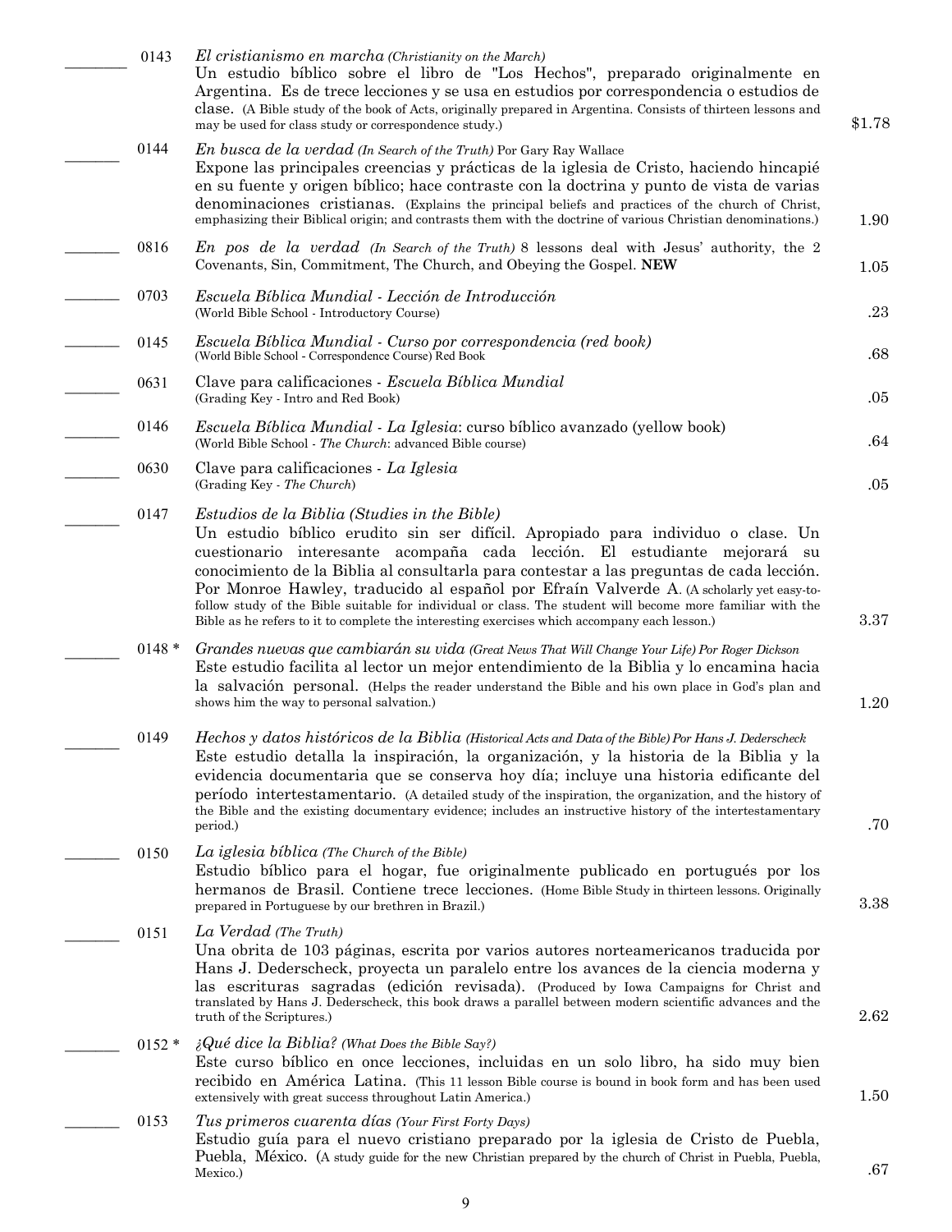| | No. | Title / Description | Price |
|---|---|---|---|
| _______ | 0143 | *El cristianismo en marcha (Christianity on the March)* Un estudio bíblico sobre el libro de "Los Hechos", preparado originalmente en Argentina. Es de trece lecciones y se usa en estudios por correspondencia o estudios de clase. (A Bible study of the book of Acts, originally prepared in Argentina. Consists of thirteen lessons and may be used for class study or correspondence study.) | $1.78 |
| _______ | 0144 | *En busca de la verdad (In Search of the Truth)* Por Gary Ray Wallace Expone las principales creencias y prácticas de la iglesia de Cristo, haciendo hincapié en su fuente y origen bíblico; hace contraste con la doctrina y punto de vista de varias denominaciones cristianas. (Explains the principal beliefs and practices of the church of Christ, emphasizing their Biblical origin; and contrasts them with the doctrine of various Christian denominations.) | 1.90 |
| _______ | 0816 | *En pos de la verdad (In Search of the Truth)* 8 lessons deal with Jesus' authority, the 2 Covenants, Sin, Commitment, The Church, and Obeying the Gospel. **NEW** | 1.05 |
| _______ | 0703 | *Escuela Bíblica Mundial - Lección de Introducción* (World Bible School - Introductory Course) | .23 |
| _______ | 0145 | *Escuela Bíblica Mundial - Curso por correspondencia (red book)* (World Bible School - Correspondence Course) Red Book | .68 |
| _______ | 0631 | Clave para calificaciones - *Escuela Bíblica Mundial* (Grading Key - Intro and Red Book) | .05 |
| _______ | 0146 | *Escuela Bíblica Mundial - La Iglesia*: curso bíblico avanzado (yellow book) (World Bible School - *The Church*: advanced Bible course) | .64 |
| _______ | 0630 | Clave para calificaciones - *La Iglesia* (Grading Key - *The Church*) | .05 |
| _______ | 0147 | *Estudios de la Biblia (Studies in the Bible)* Un estudio bíblico erudito sin ser difícil. Apropiado para individuo o clase. Un cuestionario interesante acompaña cada lección. El estudiante mejorará su conocimiento de la Biblia al consultarla para contestar a las preguntas de cada lección. Por Monroe Hawley, traducido al español por Efraín Valverde A. (A scholarly yet easy-to-follow study of the Bible suitable for individual or class. The student will become more familiar with the Bible as he refers to it to complete the interesting exercises which accompany each lesson.) | 3.37 |
| _______ | 0148 * | *Grandes nuevas que cambiarán su vida (Great News That Will Change Your Life) Por Roger Dickson* Este estudio facilita al lector un mejor entendimiento de la Biblia y lo encamina hacia la salvación personal. (Helps the reader understand the Bible and his own place in God's plan and shows him the way to personal salvation.) | 1.20 |
| _______ | 0149 | *Hechos y datos históricos de la Biblia (Historical Acts and Data of the Bible) Por Hans J. Dederscheck* Este estudio detalla la inspiración, la organización, y la historia de la Biblia y la evidencia documentaria que se conserva hoy día; incluye una historia edificante del período intertestamentario. (A detailed study of the inspiration, the organization, and the history of the Bible and the existing documentary evidence; includes an instructive history of the intertestamentary period.) | .70 |
| _______ | 0150 | *La iglesia bíblica (The Church of the Bible)* Estudio bíblico para el hogar, fue originalmente publicado en portugués por los hermanos de Brasil. Contiene trece lecciones. (Home Bible Study in thirteen lessons. Originally prepared in Portuguese by our brethren in Brazil.) | 3.38 |
| _______ | 0151 | *La Verdad (The Truth)* Una obrita de 103 páginas, escrita por varios autores norteamericanos traducida por Hans J. Dederscheck, proyecta un paralelo entre los avances de la ciencia moderna y las escrituras sagradas (edición revisada). (Produced by Iowa Campaigns for Christ and translated by Hans J. Dederscheck, this book draws a parallel between modern scientific advances and the truth of the Scriptures.) | 2.62 |
| _______ | 0152 * | *¿Qué dice la Biblia? (What Does the Bible Say?)* Este curso bíblico en once lecciones, incluidas en un solo libro, ha sido muy bien recibido en América Latina. (This 11 lesson Bible course is bound in book form and has been used extensively with great success throughout Latin America.) | 1.50 |
| _______ | 0153 | *Tus primeros cuarenta días (Your First Forty Days)* Estudio guía para el nuevo cristiano preparado por la iglesia de Cristo de Puebla, Puebla, México. (A study guide for the new Christian prepared by the church of Christ in Puebla, Puebla, Mexico.) | .67 |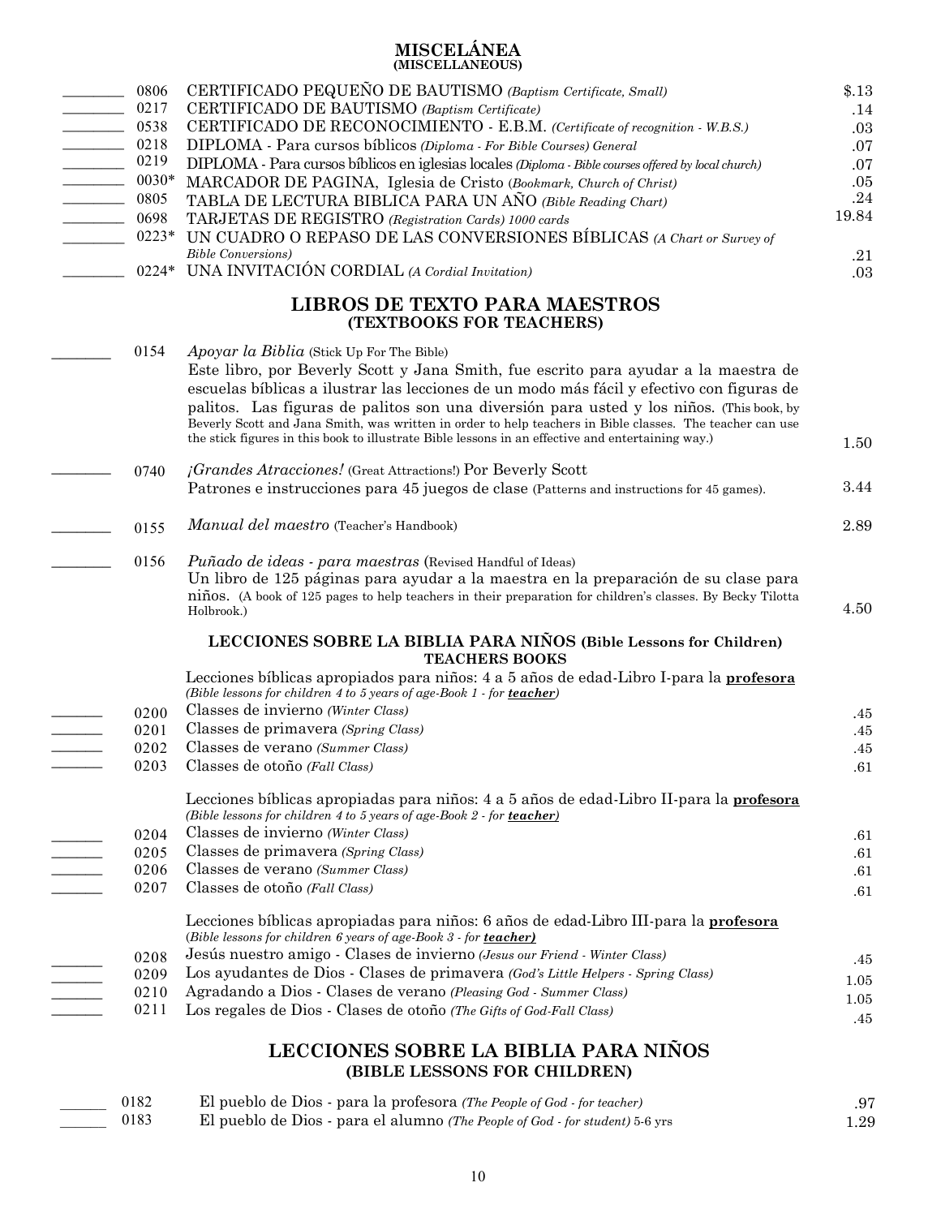## MISCELÁNEA
**(MISCELLANEOUS)**

| | Código | Descripción | Precio |
|---|---|---|---|
| ________ | 0806 | CERTIFICADO PEQUEÑO DE BAUTISMO *(Baptism Certificate, Small)* | $.13 |
| ________ | 0217 | CERTIFICADO DE BAUTISMO *(Baptism Certificate)* | .14 |
| ________ | 0538 | CERTIFICADO DE RECONOCIMIENTO - E.B.M. *(Certificate of recognition - W.B.S.)* | .03 |
| ________ | 0218 | DIPLOMA - Para cursos bíblicos *(Diploma - For Bible Courses) General* | .07 |
| ________ | 0219 | DIPLOMA - Para cursos bíblicos en iglesias locales *(Diploma - Bible courses offered by local church)* | .07 |
| ________ | 0030* | MARCADOR DE PAGINA, Iglesia de Cristo (*Bookmark, Church of Christ)* | .05 |
| ________ | 0805 | TABLA DE LECTURA BIBLICA PARA UN AÑO *(Bible Reading Chart)* | .24 |
| ________ | 0698 | TARJETAS DE REGISTRO *(Registration Cards) 1000 cards* | 19.84 |
| ________ | 0223* | UN CUADRO O REPASO DE LAS CONVERSIONES BÍBLICAS *(A Chart or Survey of Bible Conversions)* | .21 |
| ________ | 0224* | UNA INVITACIÓN CORDIAL *(A Cordial Invitation)* | .03 |

## LIBROS DE TEXTO PARA MAESTROS
**(TEXTBOOKS FOR TEACHERS)**

| | Código | Descripción | Precio |
|---|---|---|---|
| ________ | 0154 | *Apoyar la Biblia* (Stick Up For The Bible) Este libro, por Beverly Scott y Jana Smith, fue escrito para ayudar a la maestra de escuelas bíblicas a ilustrar las lecciones de un modo más fácil y efectivo con figuras de palitos. Las figuras de palitos son una diversión para usted y los niños. (This book, by Beverly Scott and Jana Smith, was written in order to help teachers in Bible classes. The teacher can use the stick figures in this book to illustrate Bible lessons in an effective and entertaining way.) | 1.50 |
| ________ | 0740 | *¡Grandes Atracciones!* (Great Attractions!) Por Beverly Scott Patrones e instrucciones para 45 juegos de clase (Patterns and instructions for 45 games). | 3.44 |
| ________ | 0155 | *Manual del maestro* (Teacher's Handbook) | 2.89 |
| ________ | 0156 | *Puñado de ideas - para maestras* (Revised Handful of Ideas) Un libro de 125 páginas para ayudar a la maestra en la preparación de su clase para niños. (A book of 125 pages to help teachers in their preparation for children's classes. By Becky Tilotta Holbrook.) | 4.50 |

### LECCIONES SOBRE LA BIBLIA PARA NIÑOS (Bible Lessons for Children)
**TEACHERS BOOKS**

Lecciones bíblicas apropiados para niños: 4 a 5 años de edad-Libro I-para la **profesora**
*(Bible lessons for children 4 to 5 years of age-Book 1 - for* ***teacher****)*

| | Código | Descripción | Precio |
|---|---|---|---|
| _______ | 0200 | Classes de invierno *(Winter Class)* | .45 |
| _______ | 0201 | Classes de primavera *(Spring Class)* | .45 |
| _______ | 0202 | Classes de verano *(Summer Class)* | .45 |
| _______ | 0203 | Classes de otoño *(Fall Class)* | .61 |

Lecciones bíblicas apropiadas para niños: 4 a 5 años de edad-Libro II-para la **profesora**
*(Bible lessons for children 4 to 5 years of age-Book 2 - for* ***teacher****)*

| | Código | Descripción | Precio |
|---|---|---|---|
| _______ | 0204 | Classes de invierno *(Winter Class)* | .61 |
| _______ | 0205 | Classes de primavera *(Spring Class)* | .61 |
| _______ | 0206 | Classes de verano *(Summer Class)* | .61 |
| _______ | 0207 | Classes de otoño *(Fall Class)* | .61 |

Lecciones bíblicas apropiadas para niños: 6 años de edad-Libro III-para la **profesora**
(*Bible lessons for children 6 years of age-Book 3 - for* ***teacher)***

| | Código | Descripción | Precio |
|---|---|---|---|
| _______ | 0208 | Jesús nuestro amigo - Clases de invierno *(Jesus our Friend - Winter Class)* | .45 |
| _______ | 0209 | Los ayudantes de Dios - Clases de primavera *(God's Little Helpers - Spring Class)* | 1.05 |
| _______ | 0210 | Agradando a Dios - Clases de verano *(Pleasing God - Summer Class)* | 1.05 |
| _______ | 0211 | Los regales de Dios - Clases de otoño *(The Gifts of God-Fall Class)* | .45 |

## LECCIONES SOBRE LA BIBLIA PARA NIÑOS
**(BIBLE LESSONS FOR CHILDREN)**

| | Código | Descripción | Precio |
|---|---|---|---|
| ______ | 0182 | El pueblo de Dios - para la profesora *(The People of God - for teacher)* | .97 |
| ______ | 0183 | El pueblo de Dios - para el alumno *(The People of God - for student)* 5-6 yrs | 1.29 |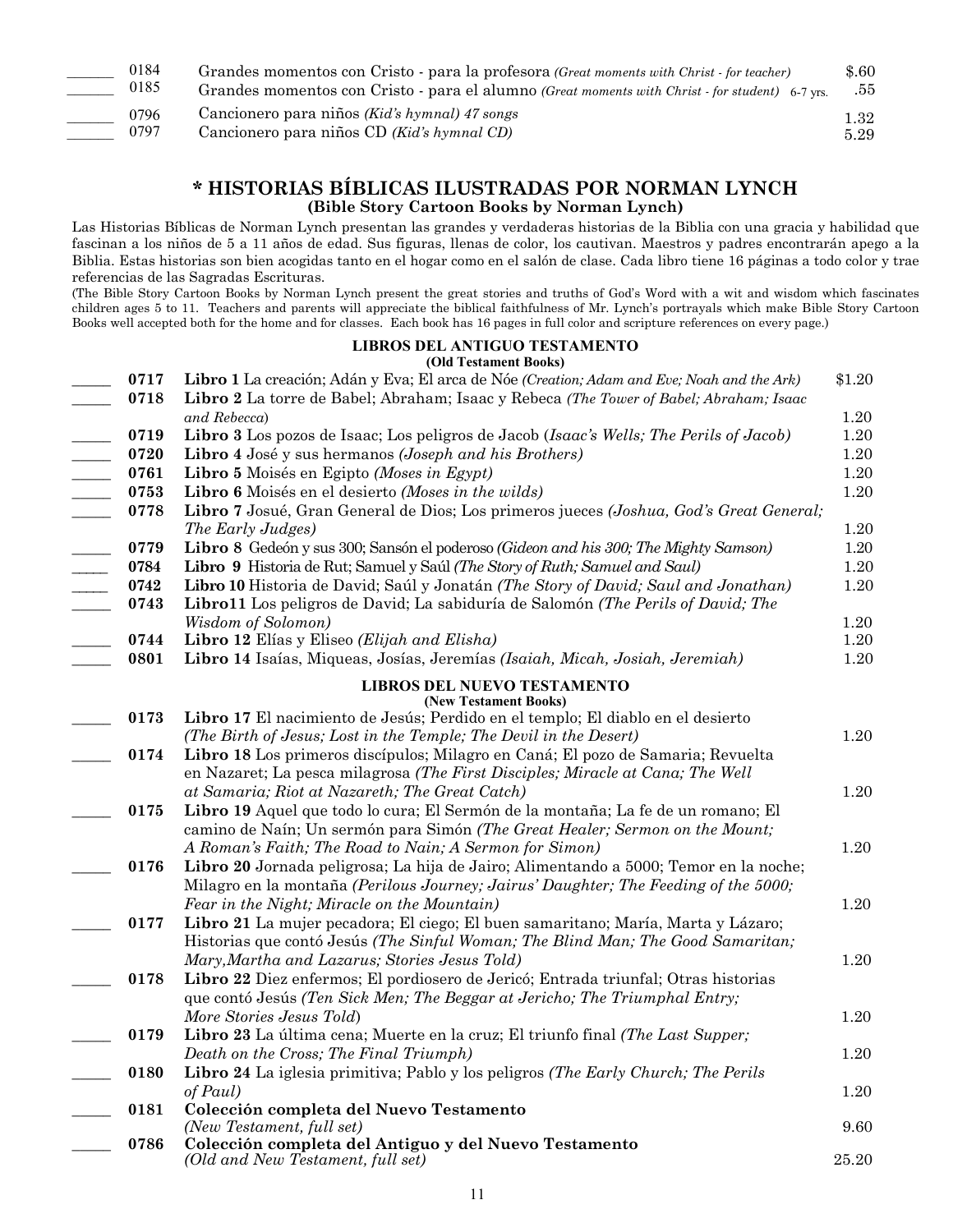| | | | |
|---|---|---|---|
| ______ | 0184 | Grandes momentos con Cristo - para la profesora *(Great moments with Christ - for teacher)* | $.60 |
| ______ | 0185 | Grandes momentos con Cristo - para el alumno *(Great moments with Christ - for student)* 6-7 yrs. | .55 |
| ______ | 0796 | Cancionero para niños *(Kid's hymnal)* 47 songs | 1.32 |
| ______ | 0797 | Cancionero para niños CD *(Kid's hymnal CD)* | 5.29 |

## * HISTORIAS BÍBLICAS ILUSTRADAS POR NORMAN LYNCH

### (Bible Story Cartoon Books by Norman Lynch)

Las Historias Bíblicas de Norman Lynch presentan las grandes y verdaderas historias de la Biblia con una gracia y habilidad que fascinan a los niños de 5 a 11 años de edad. Sus figuras, llenas de color, los cautivan. Maestros y padres encontrarán apego a la Biblia. Estas historias son bien acogidas tanto en el hogar como en el salón de clase. Cada libro tiene 16 páginas a todo color y trae referencias de las Sagradas Escrituras.

(The Bible Story Cartoon Books by Norman Lynch present the great stories and truths of God's Word with a wit and wisdom which fascinates children ages 5 to 11. Teachers and parents will appreciate the biblical faithfulness of Mr. Lynch's portrayals which make Bible Story Cartoon Books well accepted both for the home and for classes. Each book has 16 pages in full color and scripture references on every page.)

### LIBROS DEL ANTIGUO TESTAMENTO
**(Old Testament Books)**

| | | | |
|---|---|---|---|
| _____ | **0717** | **Libro 1** La creación; Adán y Eva; El arca de Nóe *(Creation; Adam and Eve; Noah and the Ark)* | $1.20 |
| _____ | **0718** | **Libro 2** La torre de Babel; Abraham; Isaac y Rebeca *(The Tower of Babel; Abraham; Isaac and Rebecca)* | 1.20 |
| _____ | **0719** | **Libro 3** Los pozos de Isaac; Los peligros de Jacob *(Isaac's Wells; The Perils of Jacob)* | 1.20 |
| _____ | **0720** | **Libro 4** José y sus hermanos *(Joseph and his Brothers)* | 1.20 |
| _____ | **0761** | **Libro 5** Moisés en Egipto *(Moses in Egypt)* | 1.20 |
| _____ | **0753** | **Libro 6** Moisés en el desierto *(Moses in the wilds)* | 1.20 |
| _____ | **0778** | **Libro 7** Josué, Gran General de Dios; Los primeros jueces *(Joshua, God's Great General; The Early Judges)* | 1.20 |
| _____ | **0779** | **Libro 8** Gedeón y sus 300; Sansón el poderoso *(Gideon and his 300; The Mighty Samson)* | 1.20 |
| _____ | **0784** | **Libro 9** Historia de Rut; Samuel y Saúl *(The Story of Ruth; Samuel and Saul)* | 1.20 |
| _____ | **0742** | **Libro 10** Historia de David; Saúl y Jonatán *(The Story of David; Saul and Jonathan)* | 1.20 |
| _____ | **0743** | **Libro11** Los peligros de David; La sabiduría de Salomón *(The Perils of David; The Wisdom of Solomon)* | 1.20 |
| _____ | **0744** | **Libro 12** Elías y Eliseo *(Elijah and Elisha)* | 1.20 |
| _____ | **0801** | **Libro 14** Isaías, Miqueas, Josías, Jeremías *(Isaiah, Micah, Josiah, Jeremiah)* | 1.20 |

### LIBROS DEL NUEVO TESTAMENTO
**(New Testament Books)**

| | | | |
|---|---|---|---|
| _____ | **0173** | **Libro 17** El nacimiento de Jesús; Perdido en el templo; El diablo en el desierto *(The Birth of Jesus; Lost in the Temple; The Devil in the Desert)* | 1.20 |
| _____ | **0174** | **Libro 18** Los primeros discípulos; Milagro en Caná; El pozo de Samaria; Revuelta en Nazaret; La pesca milagrosa *(The First Disciples; Miracle at Cana; The Well at Samaria; Riot at Nazareth; The Great Catch)* | 1.20 |
| _____ | **0175** | **Libro 19** Aquel que todo lo cura; El Sermón de la montaña; La fe de un romano; El camino de Naín; Un sermón para Simón *(The Great Healer; Sermon on the Mount; A Roman's Faith; The Road to Nain; A Sermon for Simon)* | 1.20 |
| _____ | **0176** | **Libro 20** Jornada peligrosa; La hija de Jairo; Alimentando a 5000; Temor en la noche; Milagro en la montaña *(Perilous Journey; Jairus' Daughter; The Feeding of the 5000; Fear in the Night; Miracle on the Mountain)* | 1.20 |
| _____ | **0177** | **Libro 21** La mujer pecadora; El ciego; El buen samaritano; María, Marta y Lázaro; Historias que contó Jesús *(The Sinful Woman; The Blind Man; The Good Samaritan; Mary,Martha and Lazarus; Stories Jesus Told)* | 1.20 |
| _____ | **0178** | **Libro 22** Diez enfermos; El pordiosero de Jericó; Entrada triunfal; Otras historias que contó Jesús *(Ten Sick Men; The Beggar at Jericho; The Triumphal Entry; More Stories Jesus Told)* | 1.20 |
| _____ | **0179** | **Libro 23** La última cena; Muerte en la cruz; El triunfo final *(The Last Supper; Death on the Cross; The Final Triumph)* | 1.20 |
| _____ | **0180** | **Libro 24** La iglesia primitiva; Pablo y los peligros *(The Early Church; The Perils of Paul)* | 1.20 |
| _____ | **0181** | **Colección completa del Nuevo Testamento** *(New Testament, full set)* | 9.60 |
| _____ | **0786** | **Colección completa del Antiguo y del Nuevo Testamento** *(Old and New Testament, full set)* | 25.20 |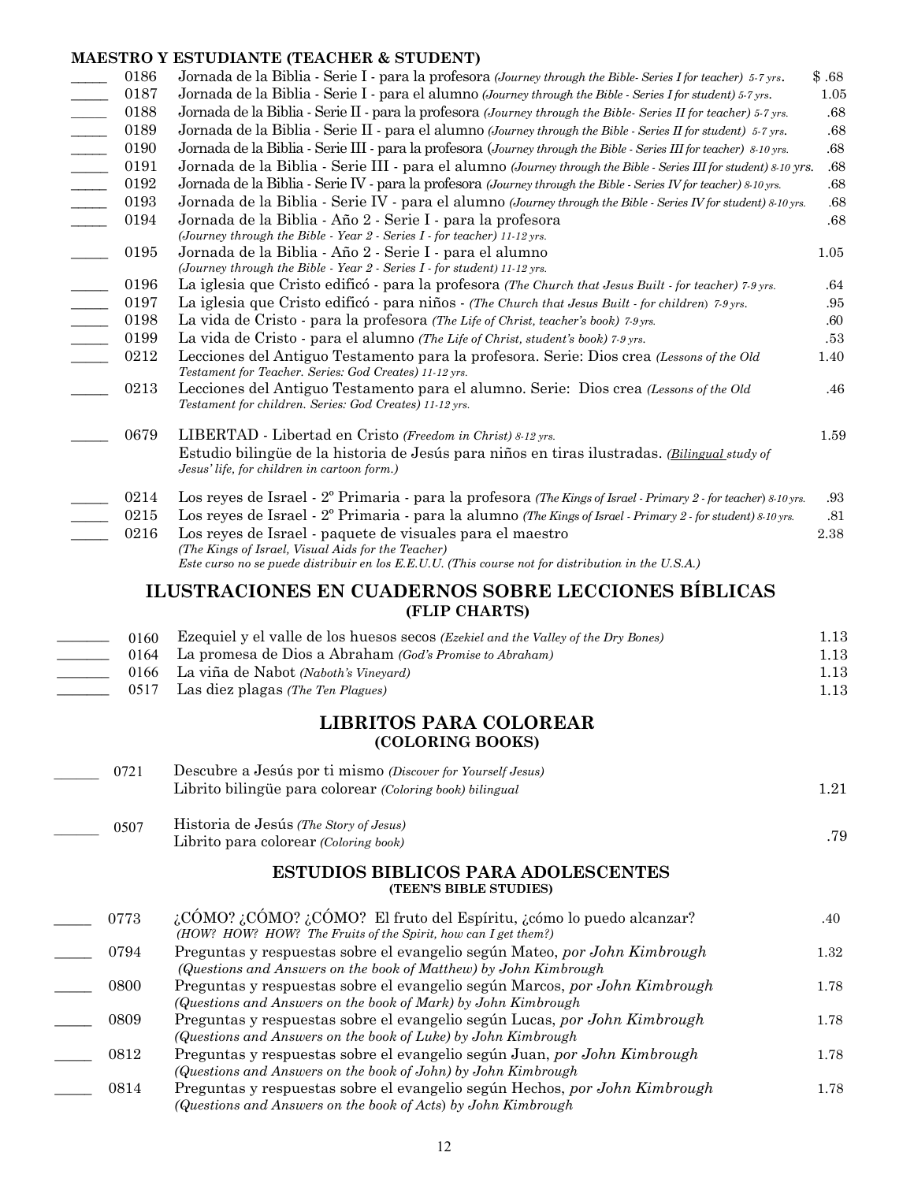**MAESTRO Y ESTUDIANTE (TEACHER & STUDENT)**

| | Code | Title | Price |
|---|---|---|---|
| _____ | 0186 | Jornada de la Biblia - Serie I - para la profesora *(Journey through the Bible- Series I for teacher) 5-7 yrs*. | $ .68 |
| _____ | 0187 | Jornada de la Biblia - Serie I - para el alumno *(Journey through the Bible - Series I for student) 5-7 yrs.* | 1.05 |
| _____ | 0188 | Jornada de la Biblia - Serie II - para la profesora *(Journey through the Bible- Series II for teacher) 5-7 yrs.* | .68 |
| _____ | 0189 | Jornada de la Biblia - Serie II - para el alumno *(Journey through the Bible - Series II for student) 5-7 yrs.* | .68 |
| _____ | 0190 | Jornada de la Biblia - Serie III - para la profesora (*Journey through the Bible - Series III for teacher) 8-10 yrs.* | .68 |
| _____ | 0191 | Jornada de la Biblia - Serie III - para el alumno *(Journey through the Bible - Series III for student) 8-10* yrs. | .68 |
| _____ | 0192 | Jornada de la Biblia - Serie IV - para la profesora *(Journey through the Bible - Series IV for teacher) 8-10 yrs.* | .68 |
| _____ | 0193 | Jornada de la Biblia - Serie IV - para el alumno *(Journey through the Bible - Series IV for student) 8-10 yrs.* | .68 |
| _____ | 0194 | Jornada de la Biblia - Año 2 - Serie I - para la profesora *(Journey through the Bible - Year 2 - Series I - for teacher) 11-12 yrs.* | .68 |
| _____ | 0195 | Jornada de la Biblia - Año 2 - Serie I - para el alumno *(Journey through the Bible - Year 2 - Series I - for student) 11-12 yrs.* | 1.05 |
| _____ | 0196 | La iglesia que Cristo edificó - para la profesora *(The Church that Jesus Built - for teacher) 7-9 yrs.* | .64 |
| _____ | 0197 | La iglesia que Cristo edificó - para niños - *(The Church that Jesus Built - for children) 7-9 yrs.* | .95 |
| _____ | 0198 | La vida de Cristo - para la profesora *(The Life of Christ, teacher's book) 7-9 yrs.* | .60 |
| _____ | 0199 | La vida de Cristo - para el alumno *(The Life of Christ, student's book) 7-9 yrs.* | .53 |
| _____ | 0212 | Lecciones del Antiguo Testamento para la profesora. Serie: Dios crea *(Lessons of the Old Testament for Teacher. Series: God Creates) 11-12 yrs.* | 1.40 |
| _____ | 0213 | Lecciones del Antiguo Testamento para el alumno. Serie: Dios crea *(Lessons of the Old Testament for children. Series: God Creates) 11-12 yrs.* | .46 |
| _____ | 0679 | LIBERTAD - Libertad en Cristo *(Freedom in Christ) 8-12 yrs.* Estudio bilingüe de la historia de Jesús para niños en tiras ilustradas. *(Bilingual study of Jesus' life, for children in cartoon form.)* | 1.59 |
| _____ | 0214 | Los reyes de Israel - 2º Primaria - para la profesora *(The Kings of Israel - Primary 2 - for teacher) 8-10 yrs.* | .93 |
| _____ | 0215 | Los reyes de Israel - 2º Primaria - para la alumno *(The Kings of Israel - Primary 2 - for student) 8-10 yrs.* | .81 |
| _____ | 0216 | Los reyes de Israel - paquete de visuales para el maestro *(The Kings of Israel, Visual Aids for the Teacher)* *Este curso no se puede distribuir en los E.E.U.U. (This course not for distribution in the U.S.A.)* | 2.38 |

## ILUSTRACIONES EN CUADERNOS SOBRE LECCIONES BÍBLICAS
### (FLIP CHARTS)

| | Code | Title | Price |
|---|---|---|---|
| _______ | 0160 | Ezequiel y el valle de los huesos secos *(Ezekiel and the Valley of the Dry Bones)* | 1.13 |
| _______ | 0164 | La promesa de Dios a Abraham *(God's Promise to Abraham)* | 1.13 |
| _______ | 0166 | La viña de Nabot *(Naboth's Vineyard)* | 1.13 |
| _______ | 0517 | Las diez plagas *(The Ten Plagues)* | 1.13 |

## LIBRITOS PARA COLOREAR
### (COLORING BOOKS)

| | Code | Title | Price |
|---|---|---|---|
| ______ | 0721 | Descubre a Jesús por ti mismo *(Discover for Yourself Jesus)* Librito bilingüe para colorear *(Coloring book) bilingual* | 1.21 |
| ______ | 0507 | Historia de Jesús *(The Story of Jesus)* Librito para colorear *(Coloring book)* | .79 |

### ESTUDIOS BIBLICOS PARA ADOLESCENTES
#### (TEEN'S BIBLE STUDIES)

| | Code | Title | Price |
|---|---|---|---|
| _____ | 0773 | ¿CÓMO? ¿CÓMO? ¿CÓMO? El fruto del Espíritu, ¿cómo lo puedo alcanzar? *(HOW? HOW? HOW? The Fruits of the Spirit, how can I get them?)* | .40 |
| _____ | 0794 | Preguntas y respuestas sobre el evangelio según Mateo, *por John Kimbrough* *(Questions and Answers on the book of Matthew) by John Kimbrough* | 1.32 |
| _____ | 0800 | Preguntas y respuestas sobre el evangelio según Marcos, *por John Kimbrough* *(Questions and Answers on the book of Mark) by John Kimbrough* | 1.78 |
| _____ | 0809 | Preguntas y respuestas sobre el evangelio según Lucas, *por John Kimbrough* *(Questions and Answers on the book of Luke) by John Kimbrough* | 1.78 |
| _____ | 0812 | Preguntas y respuestas sobre el evangelio según Juan, *por John Kimbrough* *(Questions and Answers on the book of John) by John Kimbrough* | 1.78 |
| _____ | 0814 | Preguntas y respuestas sobre el evangelio según Hechos, *por John Kimbrough* *(Questions and Answers on the book of Acts) by John Kimbrough* | 1.78 |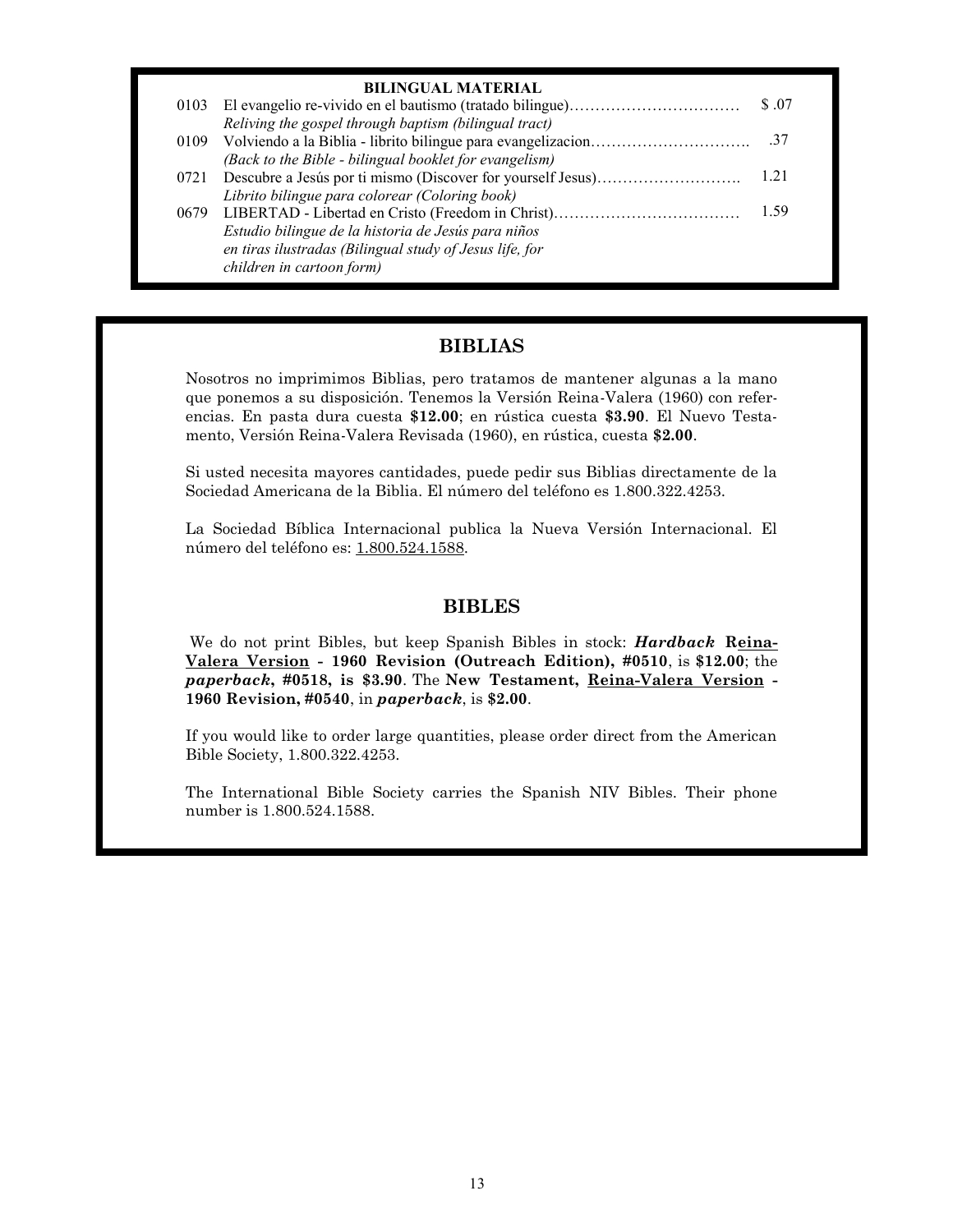### BILINGUAL MATERIAL

| Code | Item | Price |
|---|---|---|
| 0103 | El evangelio re-vivido en el bautismo (tratado bilingue)……………………………<br>*Reliving the gospel through baptism (bilingual tract)* | $ .07 |
| 0109 | Volviendo a la Biblia - librito bilingue para evangelizacion………………………….<br>*(Back to the Bible - bilingual booklet for evangelism)* | .37 |
| 0721 | Descubre a Jesús por ti mismo (Discover for yourself Jesus)……………………….<br>*Librito bilingue para colorear (Coloring book)* | 1.21 |
| 0679 | LIBERTAD - Libertad en Cristo (Freedom in Christ)………………………………<br>*Estudio bilingue de la historia de Jesús para niños en tiras ilustradas (Bilingual study of Jesus life, for children in cartoon form)* | 1.59 |

## BIBLIAS

Nosotros no imprimimos Biblias, pero tratamos de mantener algunas a la mano que ponemos a su disposición. Tenemos la Versión Reina-Valera (1960) con referencias. En pasta dura cuesta **$12.00**; en rústica cuesta **$3.90**. El Nuevo Testamento, Versión Reina-Valera Revisada (1960), en rústica, cuesta **$2.00**.

Si usted necesita mayores cantidades, puede pedir sus Biblias directamente de la Sociedad Americana de la Biblia. El número del teléfono es 1.800.322.4253.

La Sociedad Bíblica Internacional publica la Nueva Versión Internacional. El número del teléfono es: 1.800.524.1588.

## BIBLES

We do not print Bibles, but keep Spanish Bibles in stock: ***Hardback*** **Reina-Valera Version - 1960 Revision (Outreach Edition), #0510**, is **$12.00**; the ***paperback*****, #0518, is $3.90**. The **New Testament, Reina-Valera Version - 1960 Revision, #0540**, in ***paperback***, is **$2.00**.

If you would like to order large quantities, please order direct from the American Bible Society, 1.800.322.4253.

The International Bible Society carries the Spanish NIV Bibles. Their phone number is 1.800.524.1588.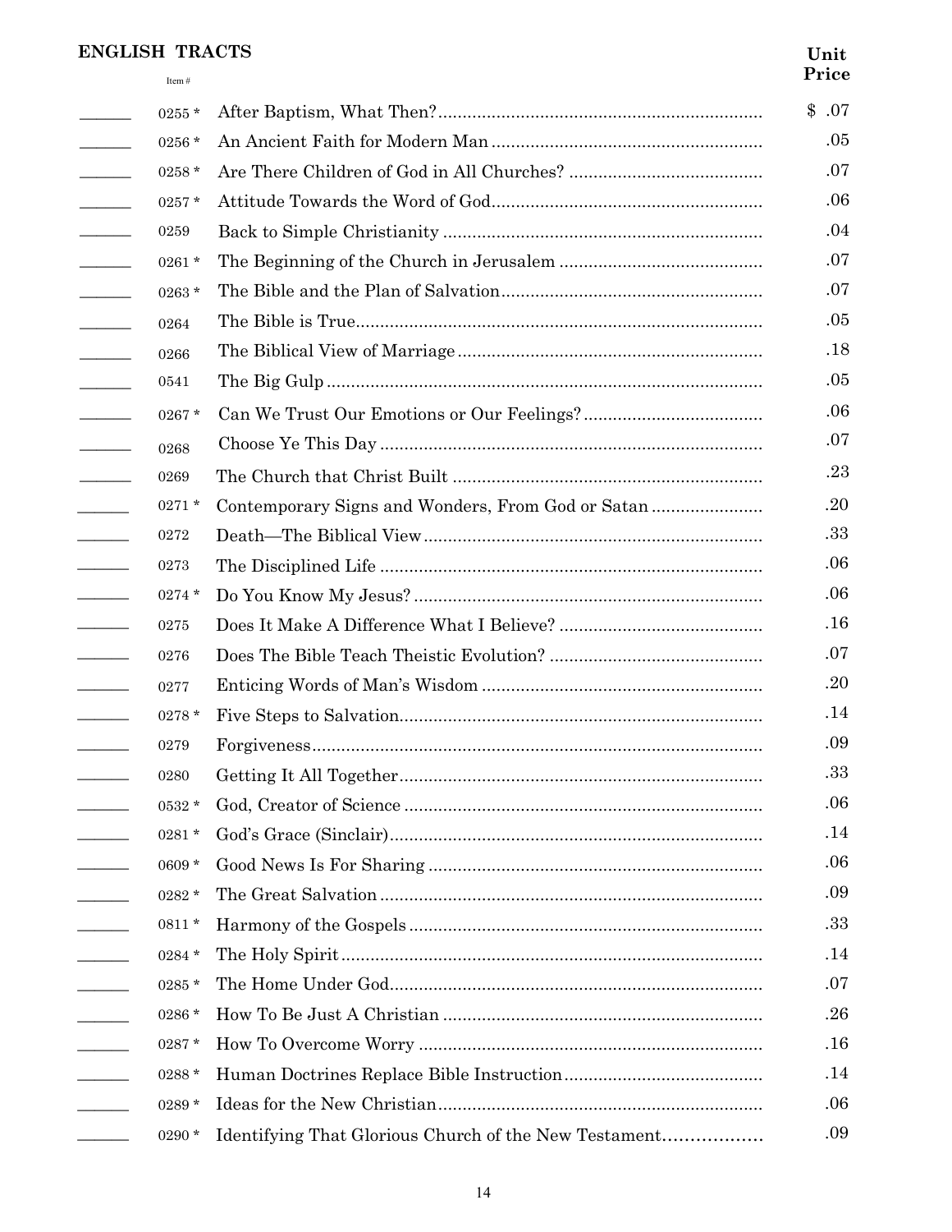## ENGLISH TRACTS

| | Item # | | Unit Price |
|---|---|---|---|
| ______ | 0255 * | After Baptism, What Then? | $ .07 |
| ______ | 0256 * | An Ancient Faith for Modern Man | .05 |
| ______ | 0258 * | Are There Children of God in All Churches? | .07 |
| ______ | 0257 * | Attitude Towards the Word of God | .06 |
| ______ | 0259 | Back to Simple Christianity | .04 |
| ______ | 0261 * | The Beginning of the Church in Jerusalem | .07 |
| ______ | 0263 * | The Bible and the Plan of Salvation | .07 |
| ______ | 0264 | The Bible is True | .05 |
| ______ | 0266 | The Biblical View of Marriage | .18 |
| ______ | 0541 | The Big Gulp | .05 |
| ______ | 0267 * | Can We Trust Our Emotions or Our Feelings? | .06 |
| ______ | 0268 | Choose Ye This Day | .07 |
| ______ | 0269 | The Church that Christ Built | .23 |
| ______ | 0271 * | Contemporary Signs and Wonders, From God or Satan | .20 |
| ______ | 0272 | Death—The Biblical View | .33 |
| ______ | 0273 | The Disciplined Life | .06 |
| ______ | 0274 * | Do You Know My Jesus? | .06 |
| ______ | 0275 | Does It Make A Difference What I Believe? | .16 |
| ______ | 0276 | Does The Bible Teach Theistic Evolution? | .07 |
| ______ | 0277 | Enticing Words of Man's Wisdom | .20 |
| ______ | 0278 * | Five Steps to Salvation | .14 |
| ______ | 0279 | Forgiveness | .09 |
| ______ | 0280 | Getting It All Together | .33 |
| ______ | 0532 * | God, Creator of Science | .06 |
| ______ | 0281 * | God's Grace (Sinclair) | .14 |
| ______ | 0609 * | Good News Is For Sharing | .06 |
| ______ | 0282 * | The Great Salvation | .09 |
| ______ | 0811 * | Harmony of the Gospels | .33 |
| ______ | 0284 * | The Holy Spirit | .14 |
| ______ | 0285 * | The Home Under God | .07 |
| ______ | 0286 * | How To Be Just A Christian | .26 |
| ______ | 0287 * | How To Overcome Worry | .16 |
| ______ | 0288 * | Human Doctrines Replace Bible Instruction | .14 |
| ______ | 0289 * | Ideas for the New Christian | .06 |
| ______ | 0290 * | Identifying That Glorious Church of the New Testament | .09 |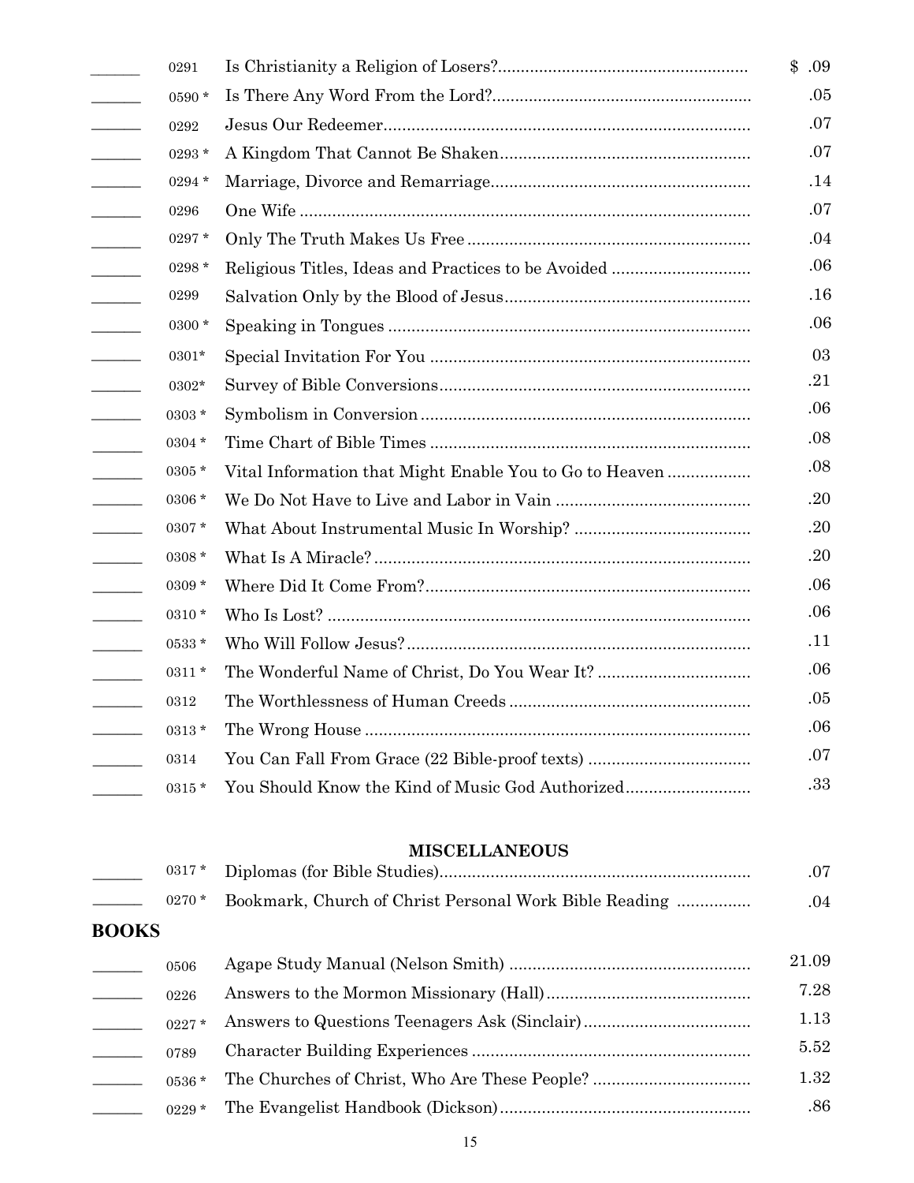| | | | |
|---|---|---|---|
| ______ | 0291 | Is Christianity a Religion of Losers? | $ .09 |
| ______ | 0590 * | Is There Any Word From the Lord? | .05 |
| ______ | 0292 | Jesus Our Redeemer | .07 |
| ______ | 0293 * | A Kingdom That Cannot Be Shaken | .07 |
| ______ | 0294 * | Marriage, Divorce and Remarriage | .14 |
| ______ | 0296 | One Wife | .07 |
| ______ | 0297 * | Only The Truth Makes Us Free | .04 |
| ______ | 0298 * | Religious Titles, Ideas and Practices to be Avoided | .06 |
| ______ | 0299 | Salvation Only by the Blood of Jesus | .16 |
| ______ | 0300 * | Speaking in Tongues | .06 |
| ______ | 0301* | Special Invitation For You | 03 |
| ______ | 0302* | Survey of Bible Conversions | .21 |
| ______ | 0303 * | Symbolism in Conversion | .06 |
| ______ | 0304 * | Time Chart of Bible Times | .08 |
| ______ | 0305 * | Vital Information that Might Enable You to Go to Heaven | .08 |
| ______ | 0306 * | We Do Not Have to Live and Labor in Vain | .20 |
| ______ | 0307 * | What About Instrumental Music In Worship? | .20 |
| ______ | 0308 * | What Is A Miracle? | .20 |
| ______ | 0309 * | Where Did It Come From? | .06 |
| ______ | 0310 * | Who Is Lost? | .06 |
| ______ | 0533 * | Who Will Follow Jesus? | .11 |
| ______ | 0311 * | The Wonderful Name of Christ, Do You Wear It? | .06 |
| ______ | 0312 | The Worthlessness of Human Creeds | .05 |
| ______ | 0313 * | The Wrong House | .06 |
| ______ | 0314 | You Can Fall From Grace (22 Bible-proof texts) | .07 |
| ______ | 0315 * | You Should Know the Kind of Music God Authorized | .33 |

### MISCELLANEOUS

| | | | |
|---|---|---|---|
| ______ | 0317 * | Diplomas (for Bible Studies) | .07 |
| ______ | 0270 * | Bookmark, Church of Christ Personal Work Bible Reading | .04 |

## BOOKS

| | | | |
|---|---|---|---|
| ______ | 0506 | Agape Study Manual (Nelson Smith) | 21.09 |
| ______ | 0226 | Answers to the Mormon Missionary (Hall) | 7.28 |
| ______ | 0227 * | Answers to Questions Teenagers Ask (Sinclair) | 1.13 |
| ______ | 0789 | Character Building Experiences | 5.52 |
| ______ | 0536 * | The Churches of Christ, Who Are These People? | 1.32 |
| ______ | 0229 * | The Evangelist Handbook (Dickson) | .86 |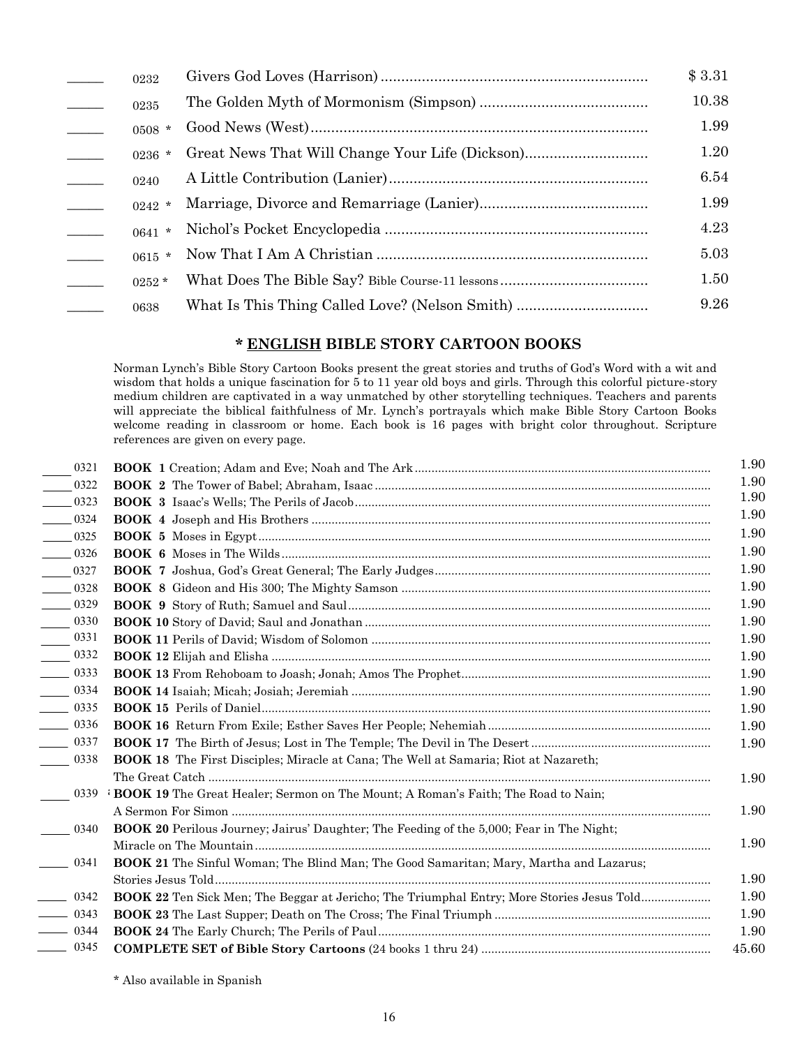| | | | |
|---|---|---|---|
| _____ | 0232 | Givers God Loves (Harrison) | $ 3.31 |
| _____ | 0235 | The Golden Myth of Mormonism (Simpson) | 10.38 |
| _____ | 0508 * | Good News (West) | 1.99 |
| _____ | 0236 * | Great News That Will Change Your Life (Dickson) | 1.20 |
| _____ | 0240 | A Little Contribution (Lanier) | 6.54 |
| _____ | 0242 * | Marriage, Divorce and Remarriage (Lanier) | 1.99 |
| _____ | 0641 * | Nichol's Pocket Encyclopedia | 4.23 |
| _____ | 0615 * | Now That I Am A Christian | 5.03 |
| _____ | 0252 * | What Does The Bible Say? Bible Course-11 lessons | 1.50 |
| _____ | 0638 | What Is This Thing Called Love? (Nelson Smith) | 9.26 |

### * ENGLISH BIBLE STORY CARTOON BOOKS

Norman Lynch's Bible Story Cartoon Books present the great stories and truths of God's Word with a wit and wisdom that holds a unique fascination for 5 to 11 year old boys and girls. Through this colorful picture-story medium children are captivated in a way unmatched by other storytelling techniques. Teachers and parents will appreciate the biblical faithfulness of Mr. Lynch's portrayals which make Bible Story Cartoon Books welcome reading in classroom or home. Each book is 16 pages with bright color throughout. Scripture references are given on every page.

| | | | |
|---|---|---|---|
| _____ | 0321 | **BOOK 1** Creation; Adam and Eve; Noah and The Ark | 1.90 |
| _____ | 0322 | **BOOK 2** The Tower of Babel; Abraham, Isaac | 1.90 |
| _____ | 0323 | **BOOK 3** Isaac's Wells; The Perils of Jacob | 1.90 |
| _____ | 0324 | **BOOK 4** Joseph and His Brothers | 1.90 |
| _____ | 0325 | **BOOK 5** Moses in Egypt | 1.90 |
| _____ | 0326 | **BOOK 6** Moses in The Wilds | 1.90 |
| _____ | 0327 | **BOOK 7** Joshua, God's Great General; The Early Judges | 1.90 |
| _____ | 0328 | **BOOK 8** Gideon and His 300; The Mighty Samson | 1.90 |
| _____ | 0329 | **BOOK 9** Story of Ruth; Samuel and Saul | 1.90 |
| _____ | 0330 | **BOOK 10** Story of David; Saul and Jonathan | 1.90 |
| _____ | 0331 | **BOOK 11** Perils of David; Wisdom of Solomon | 1.90 |
| _____ | 0332 | **BOOK 12** Elijah and Elisha | 1.90 |
| _____ | 0333 | **BOOK 13** From Rehoboam to Joash; Jonah; Amos The Prophet | 1.90 |
| _____ | 0334 | **BOOK 14** Isaiah; Micah; Josiah; Jeremiah | 1.90 |
| _____ | 0335 | **BOOK 15** Perils of Daniel | 1.90 |
| _____ | 0336 | **BOOK 16** Return From Exile; Esther Saves Her People; Nehemiah | 1.90 |
| _____ | 0337 | **BOOK 17** The Birth of Jesus; Lost in The Temple; The Devil in The Desert | 1.90 |
| _____ | 0338 | **BOOK 18** The First Disciples; Miracle at Cana; The Well at Samaria; Riot at Nazareth; The Great Catch | 1.90 |
| _____ | 0339 | **BOOK 19** The Great Healer; Sermon on The Mount; A Roman's Faith; The Road to Nain; A Sermon For Simon | 1.90 |
| _____ | 0340 | **BOOK 20** Perilous Journey; Jairus' Daughter; The Feeding of the 5,000; Fear in The Night; Miracle on The Mountain | 1.90 |
| _____ | 0341 | **BOOK 21** The Sinful Woman; The Blind Man; The Good Samaritan; Mary, Martha and Lazarus; Stories Jesus Told | 1.90 |
| _____ | 0342 | **BOOK 22** Ten Sick Men; The Beggar at Jericho; The Triumphal Entry; More Stories Jesus Told | 1.90 |
| _____ | 0343 | **BOOK 23** The Last Supper; Death on The Cross; The Final Triumph | 1.90 |
| _____ | 0344 | **BOOK 24** The Early Church; The Perils of Paul | 1.90 |
| _____ | 0345 | **COMPLETE SET of Bible Story Cartoons** (24 books 1 thru 24) | 45.60 |

* Also available in Spanish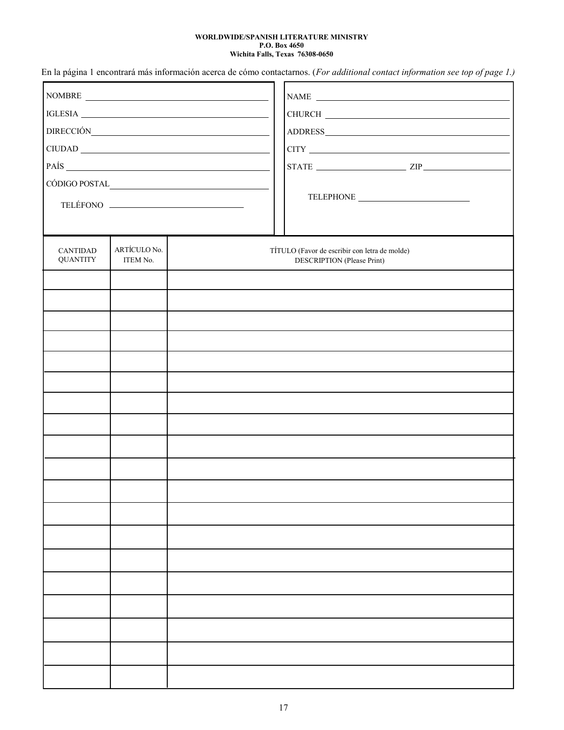**WORLDWIDE/SPANISH LITERATURE MINISTRY**
**P.O. Box 4650**
**Wichita Falls, Texas 76308-0650**

En la página 1 encontrará más información acerca de cómo contactarnos. (*For additional contact information see top of page 1.)*

| | |
|---|---|
| NOMBRE ______ | NAME ______ |
| IGLESIA ______ | CHURCH ______ |
| DIRECCIÓN ______ | ADDRESS ______ |
| CIUDAD ______ | CITY ______ |
| PAÍS ______ | STATE ______ ZIP ______ |
| CÓDIGO POSTAL ______ | |
| TELÉFONO ______ | TELEPHONE ______ |

| CANTIDAD QUANTITY | ARTÍCULO No. ITEM No. | TÍTULO (Favor de escribir con letra de molde) DESCRIPTION (Please Print) |
|---|---|---|
| | | |
| | | |
| | | |
| | | |
| | | |
| | | |
| | | |
| | | |
| | | |
| | | |
| | | |
| | | |
| | | |
| | | |
| | | |
| | | |
| | | |
| | | |
| | | |